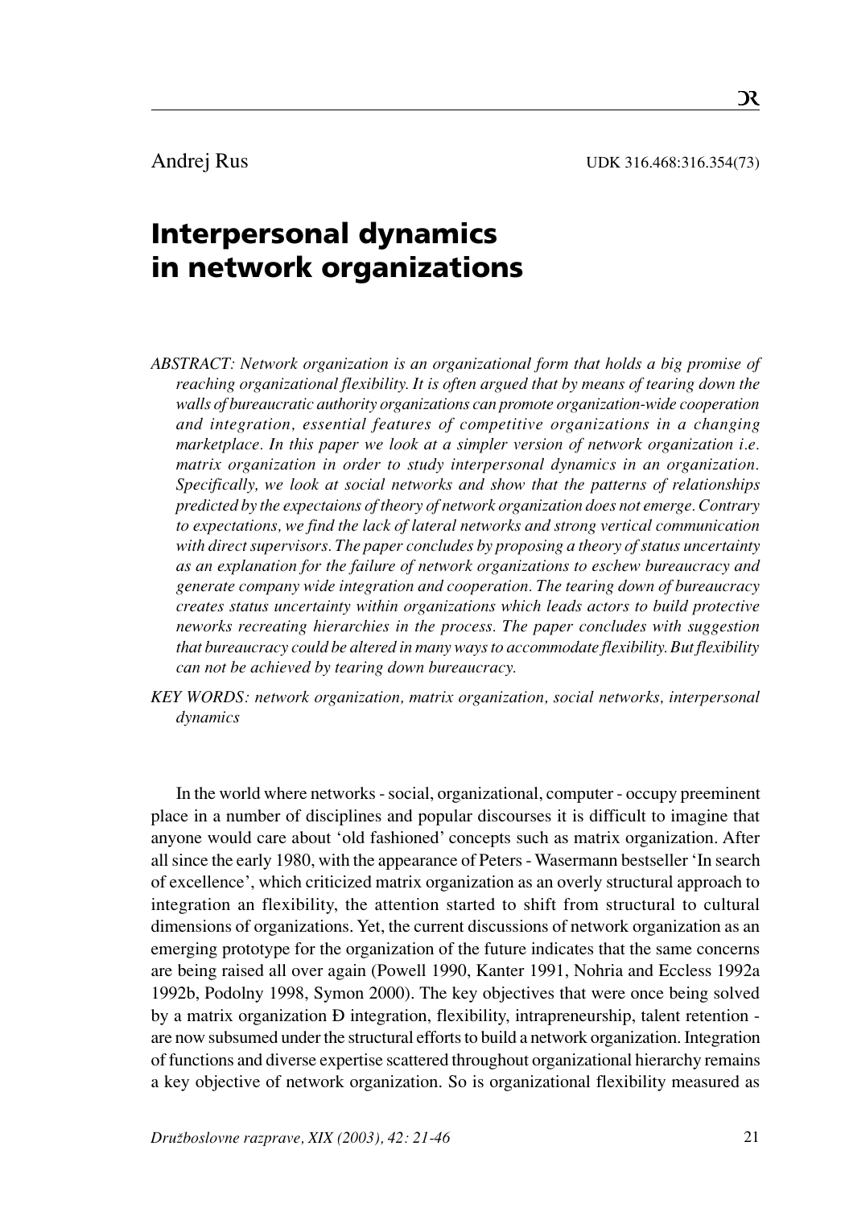Andrej Rus

UDK 316.468:316.354(73)

# Interpersonal dynamics in network organizations

*ABSTRACT: Network organization is an organizational form that holds a big promise of reaching organizational flexibility. It is often argued that by means of tearing down the walls of bureaucratic authority organizations can promote organization-wide cooperation and integration, essential features of competitive organizations in a changing marketplace. In this paper we look at a simpler version of network organization i.e. matrix organization in order to study interpersonal dynamics in an organization. Specifically, we look at social networks and show that the patterns of relationships predicted by the expectaions of theory of network organization does not emerge. Contrary to expectations, we find the lack of lateral networks and strong vertical communication with direct supervisors. The paper concludes by proposing a theory of status uncertainty as an explanation for the failure of network organizations to eschew bureaucracy and generate company wide integration and cooperation. The tearing down of bureaucracy creates status uncertainty within organizations which leads actors to build protective neworks recreating hierarchies in the process. The paper concludes with suggestion that bureaucracy could be altered in many ways to accommodate flexibility. But flexibility can not be achieved by tearing down bureaucracy.*

*KEY WORDS: network organization, matrix organization, social networks, interpersonal dynamics*

In the world where networks - social, organizational, computer - occupy preeminent place in a number of disciplines and popular discourses it is difficult to imagine that anyone would care about 'old fashioned' concepts such as matrix organization. After all since the early 1980, with the appearance of Peters - Wasermann bestseller 'In search of excellence', which criticized matrix organization as an overly structural approach to integration an flexibility, the attention started to shift from structural to cultural dimensions of organizations. Yet, the current discussions of network organization as an emerging prototype for the organization of the future indicates that the same concerns are being raised all over again (Powell 1990, Kanter 1991, Nohria and Eccless 1992a 1992b, Podolny 1998, Symon 2000). The key objectives that were once being solved by a matrix organization Ð integration, flexibility, intrapreneurship, talent retention - are now subsumed under the structural efforts to build a network organization. Integration of functions and diverse expertise scattered throughout organizational hierarchy remains a key objective of network organization. So is organizational flexibility measured as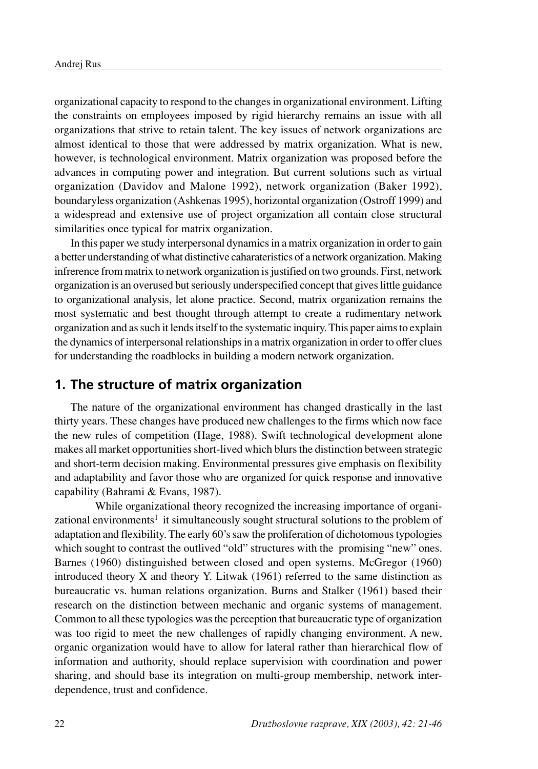organizational capacity to respond to the changes in organizational environment. Lifting the constraints on employees imposed by rigid hierarchy remains an issue with all organizations that strive to retain talent. The key issues of network organizations are almost identical to those that were addressed by matrix organization. What is new, however, is technological environment. Matrix organization was proposed before the advances in computing power and integration. But current solutions such as virtual organization (Davidov and Malone 1992), network organization (Baker 1992), boundaryless organization (Ashkenas 1995), horizontal organization (Ostroff 1999) and a widespread and extensive use of project organization all contain close structural similarities once typical for matrix organization.

In this paper we study interpersonal dynamics in a matrix organization in order to gain a better understanding of what distinctive caharateristics of a network organization. Making infrerence from matrix to network organization is justified on two grounds. First, network organization is an overused but seriously underspecified concept that gives little guidance to organizational analysis, let alone practice. Second, matrix organization remains the most systematic and best thought through attempt to create a rudimentary network organization and as such it lends itself to the systematic inquiry. This paper aims to explain the dynamics of interpersonal relationships in a matrix organization in order to offer clues for understanding the roadblocks in building a modern network organization.

## 1. The structure of matrix organization

The nature of the organizational environment has changed drastically in the last thirty years. These changes have produced new challenges to the firms which now face the new rules of competition (Hage, 1988). Swift technological development alone makes all market opportunities short-lived which blurs the distinction between strategic and short-term decision making. Environmental pressures give emphasis on flexibility and adaptability and favor those who are organized for quick response and innovative capability (Bahrami & Evans, 1987).

While organizational theory recognized the increasing importance of organizational environments[1] it simultaneously sought structural solutions to the problem of adaptation and flexibility. The early 60's saw the proliferation of dichotomous typologies which sought to contrast the outlived "old" structures with the promising "new" ones. Barnes (1960) distinguished between closed and open systems. McGregor (1960) introduced theory X and theory Y. Litwak (1961) referred to the same distinction as bureaucratic vs. human relations organization. Burns and Stalker (1961) based their research on the distinction between mechanic and organic systems of management. Common to all these typologies was the perception that bureaucratic type of organization was too rigid to meet the new challenges of rapidly changing environment. A new, organic organization would have to allow for lateral rather than hierarchical flow of information and authority, should replace supervision with coordination and power sharing, and should base its integration on multi-group membership, network interdependence, trust and confidence.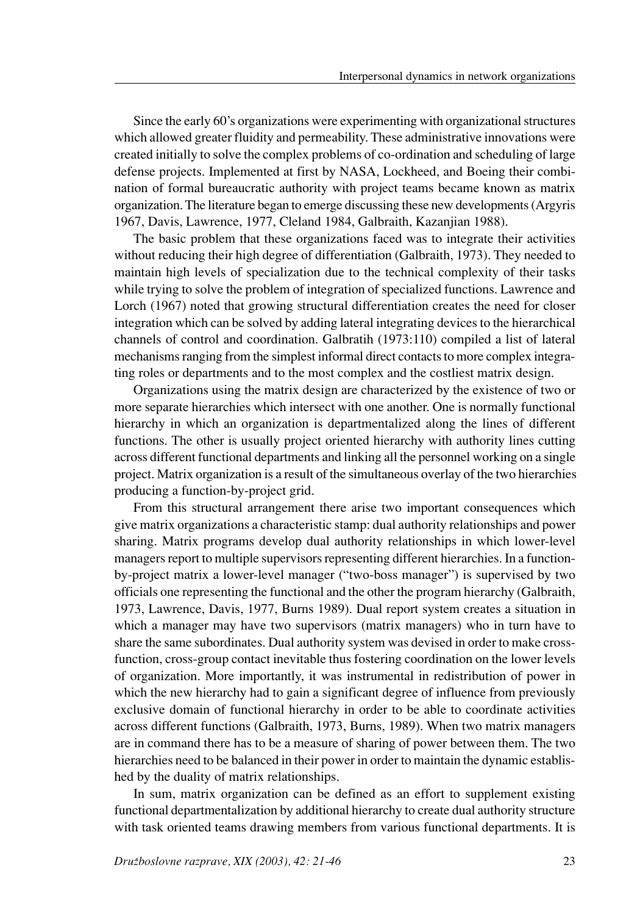Since the early 60's organizations were experimenting with organizational structures which allowed greater fluidity and permeability. These administrative innovations were created initially to solve the complex problems of co-ordination and scheduling of large defense projects. Implemented at first by NASA, Lockheed, and Boeing their combination of formal bureaucratic authority with project teams became known as matrix organization. The literature began to emerge discussing these new developments (Argyris 1967, Davis, Lawrence, 1977, Cleland 1984, Galbraith, Kazanjian 1988).

The basic problem that these organizations faced was to integrate their activities without reducing their high degree of differentiation (Galbraith, 1973). They needed to maintain high levels of specialization due to the technical complexity of their tasks while trying to solve the problem of integration of specialized functions. Lawrence and Lorch (1967) noted that growing structural differentiation creates the need for closer integration which can be solved by adding lateral integrating devices to the hierarchical channels of control and coordination. Galbratih (1973:110) compiled a list of lateral mechanisms ranging from the simplest informal direct contacts to more complex integrating roles or departments and to the most complex and the costliest matrix design.

Organizations using the matrix design are characterized by the existence of two or more separate hierarchies which intersect with one another. One is normally functional hierarchy in which an organization is departmentalized along the lines of different functions. The other is usually project oriented hierarchy with authority lines cutting across different functional departments and linking all the personnel working on a single project. Matrix organization is a result of the simultaneous overlay of the two hierarchies producing a function-by-project grid.

From this structural arrangement there arise two important consequences which give matrix organizations a characteristic stamp: dual authority relationships and power sharing. Matrix programs develop dual authority relationships in which lower-level managers report to multiple supervisors representing different hierarchies. In a function-by-project matrix a lower-level manager ("two-boss manager") is supervised by two officials one representing the functional and the other the program hierarchy (Galbraith, 1973, Lawrence, Davis, 1977, Burns 1989). Dual report system creates a situation in which a manager may have two supervisors (matrix managers) who in turn have to share the same subordinates. Dual authority system was devised in order to make cross-function, cross-group contact inevitable thus fostering coordination on the lower levels of organization. More importantly, it was instrumental in redistribution of power in which the new hierarchy had to gain a significant degree of influence from previously exclusive domain of functional hierarchy in order to be able to coordinate activities across different functions (Galbraith, 1973, Burns, 1989). When two matrix managers are in command there has to be a measure of sharing of power between them. The two hierarchies need to be balanced in their power in order to maintain the dynamic established by the duality of matrix relationships.

In sum, matrix organization can be defined as an effort to supplement existing functional departmentalization by additional hierarchy to create dual authority structure with task oriented teams drawing members from various functional departments. It is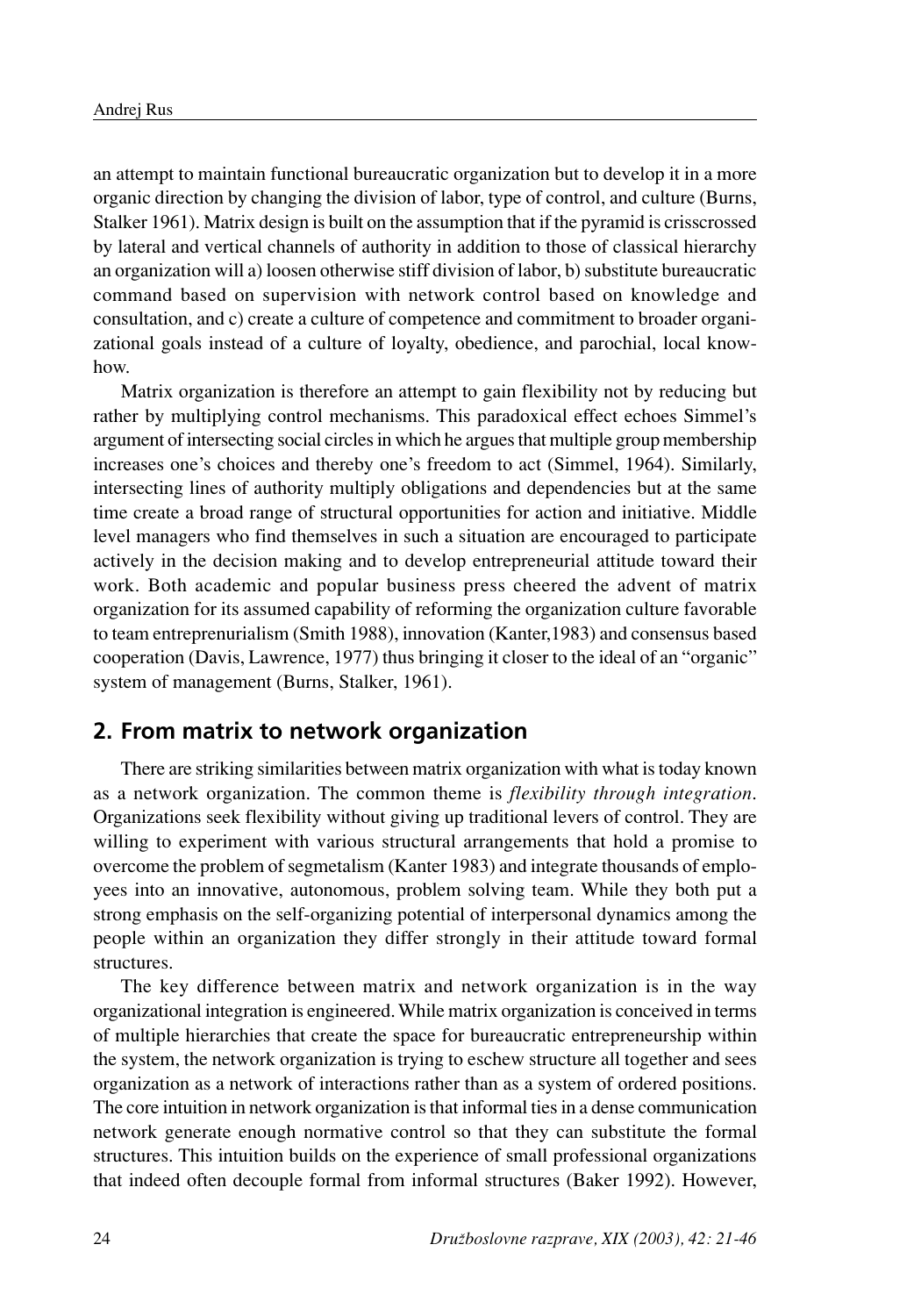an attempt to maintain functional bureaucratic organization but to develop it in a more organic direction by changing the division of labor, type of control, and culture (Burns, Stalker 1961). Matrix design is built on the assumption that if the pyramid is crisscrossed by lateral and vertical channels of authority in addition to those of classical hierarchy an organization will a) loosen otherwise stiff division of labor, b) substitute bureaucratic command based on supervision with network control based on knowledge and consultation, and c) create a culture of competence and commitment to broader organizational goals instead of a culture of loyalty, obedience, and parochial, local know-how.

Matrix organization is therefore an attempt to gain flexibility not by reducing but rather by multiplying control mechanisms. This paradoxical effect echoes Simmel's argument of intersecting social circles in which he argues that multiple group membership increases one's choices and thereby one's freedom to act (Simmel, 1964). Similarly, intersecting lines of authority multiply obligations and dependencies but at the same time create a broad range of structural opportunities for action and initiative. Middle level managers who find themselves in such a situation are encouraged to participate actively in the decision making and to develop entrepreneurial attitude toward their work. Both academic and popular business press cheered the advent of matrix organization for its assumed capability of reforming the organization culture favorable to team entreprenurialism (Smith 1988), innovation (Kanter,1983) and consensus based cooperation (Davis, Lawrence, 1977) thus bringing it closer to the ideal of an "organic" system of management (Burns, Stalker, 1961).

## 2. From matrix to network organization

There are striking similarities between matrix organization with what is today known as a network organization. The common theme is *flexibility through integration*. Organizations seek flexibility without giving up traditional levers of control. They are willing to experiment with various structural arrangements that hold a promise to overcome the problem of segmetalism (Kanter 1983) and integrate thousands of employees into an innovative, autonomous, problem solving team. While they both put a strong emphasis on the self-organizing potential of interpersonal dynamics among the people within an organization they differ strongly in their attitude toward formal structures.

The key difference between matrix and network organization is in the way organizational integration is engineered. While matrix organization is conceived in terms of multiple hierarchies that create the space for bureaucratic entrepreneurship within the system, the network organization is trying to eschew structure all together and sees organization as a network of interactions rather than as a system of ordered positions. The core intuition in network organization is that informal ties in a dense communication network generate enough normative control so that they can substitute the formal structures. This intuition builds on the experience of small professional organizations that indeed often decouple formal from informal structures (Baker 1992). However,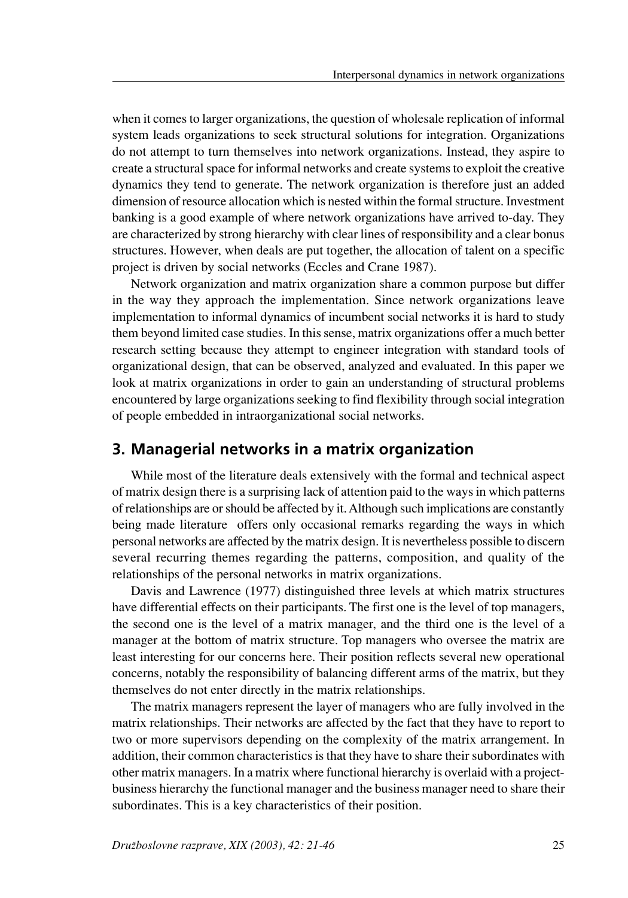when it comes to larger organizations, the question of wholesale replication of informal system leads organizations to seek structural solutions for integration. Organizations do not attempt to turn themselves into network organizations. Instead, they aspire to create a structural space for informal networks and create systems to exploit the creative dynamics they tend to generate. The network organization is therefore just an added dimension of resource allocation which is nested within the formal structure. Investment banking is a good example of where network organizations have arrived to-day. They are characterized by strong hierarchy with clear lines of responsibility and a clear bonus structures. However, when deals are put together, the allocation of talent on a specific project is driven by social networks (Eccles and Crane 1987).

Network organization and matrix organization share a common purpose but differ in the way they approach the implementation. Since network organizations leave implementation to informal dynamics of incumbent social networks it is hard to study them beyond limited case studies. In this sense, matrix organizations offer a much better research setting because they attempt to engineer integration with standard tools of organizational design, that can be observed, analyzed and evaluated. In this paper we look at matrix organizations in order to gain an understanding of structural problems encountered by large organizations seeking to find flexibility through social integration of people embedded in intraorganizational social networks.

## 3. Managerial networks in a matrix organization

While most of the literature deals extensively with the formal and technical aspect of matrix design there is a surprising lack of attention paid to the ways in which patterns of relationships are or should be affected by it. Although such implications are constantly being made literature offers only occasional remarks regarding the ways in which personal networks are affected by the matrix design. It is nevertheless possible to discern several recurring themes regarding the patterns, composition, and quality of the relationships of the personal networks in matrix organizations.

Davis and Lawrence (1977) distinguished three levels at which matrix structures have differential effects on their participants. The first one is the level of top managers, the second one is the level of a matrix manager, and the third one is the level of a manager at the bottom of matrix structure. Top managers who oversee the matrix are least interesting for our concerns here. Their position reflects several new operational concerns, notably the responsibility of balancing different arms of the matrix, but they themselves do not enter directly in the matrix relationships.

The matrix managers represent the layer of managers who are fully involved in the matrix relationships. Their networks are affected by the fact that they have to report to two or more supervisors depending on the complexity of the matrix arrangement. In addition, their common characteristics is that they have to share their subordinates with other matrix managers. In a matrix where functional hierarchy is overlaid with a project-business hierarchy the functional manager and the business manager need to share their subordinates. This is a key characteristics of their position.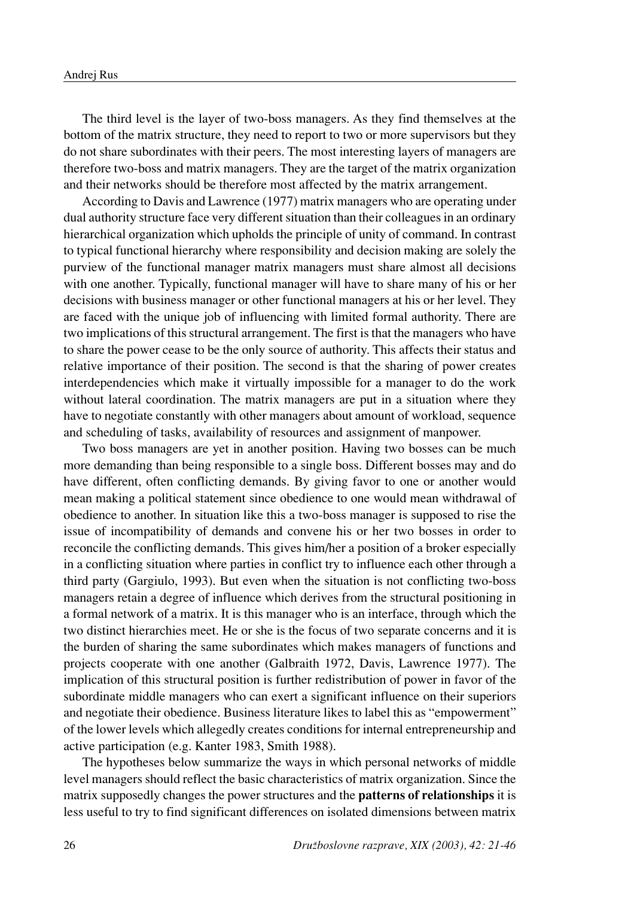The third level is the layer of two-boss managers. As they find themselves at the bottom of the matrix structure, they need to report to two or more supervisors but they do not share subordinates with their peers. The most interesting layers of managers are therefore two-boss and matrix managers. They are the target of the matrix organization and their networks should be therefore most affected by the matrix arrangement.

According to Davis and Lawrence (1977) matrix managers who are operating under dual authority structure face very different situation than their colleagues in an ordinary hierarchical organization which upholds the principle of unity of command. In contrast to typical functional hierarchy where responsibility and decision making are solely the purview of the functional manager matrix managers must share almost all decisions with one another. Typically, functional manager will have to share many of his or her decisions with business manager or other functional managers at his or her level. They are faced with the unique job of influencing with limited formal authority. There are two implications of this structural arrangement. The first is that the managers who have to share the power cease to be the only source of authority. This affects their status and relative importance of their position. The second is that the sharing of power creates interdependencies which make it virtually impossible for a manager to do the work without lateral coordination. The matrix managers are put in a situation where they have to negotiate constantly with other managers about amount of workload, sequence and scheduling of tasks, availability of resources and assignment of manpower.

Two boss managers are yet in another position. Having two bosses can be much more demanding than being responsible to a single boss. Different bosses may and do have different, often conflicting demands. By giving favor to one or another would mean making a political statement since obedience to one would mean withdrawal of obedience to another. In situation like this a two-boss manager is supposed to rise the issue of incompatibility of demands and convene his or her two bosses in order to reconcile the conflicting demands. This gives him/her a position of a broker especially in a conflicting situation where parties in conflict try to influence each other through a third party (Gargiulo, 1993). But even when the situation is not conflicting two-boss managers retain a degree of influence which derives from the structural positioning in a formal network of a matrix. It is this manager who is an interface, through which the two distinct hierarchies meet. He or she is the focus of two separate concerns and it is the burden of sharing the same subordinates which makes managers of functions and projects cooperate with one another (Galbraith 1972, Davis, Lawrence 1977). The implication of this structural position is further redistribution of power in favor of the subordinate middle managers who can exert a significant influence on their superiors and negotiate their obedience. Business literature likes to label this as "empowerment" of the lower levels which allegedly creates conditions for internal entrepreneurship and active participation (e.g. Kanter 1983, Smith 1988).

The hypotheses below summarize the ways in which personal networks of middle level managers should reflect the basic characteristics of matrix organization. Since the matrix supposedly changes the power structures and the **patterns of relationships** it is less useful to try to find significant differences on isolated dimensions between matrix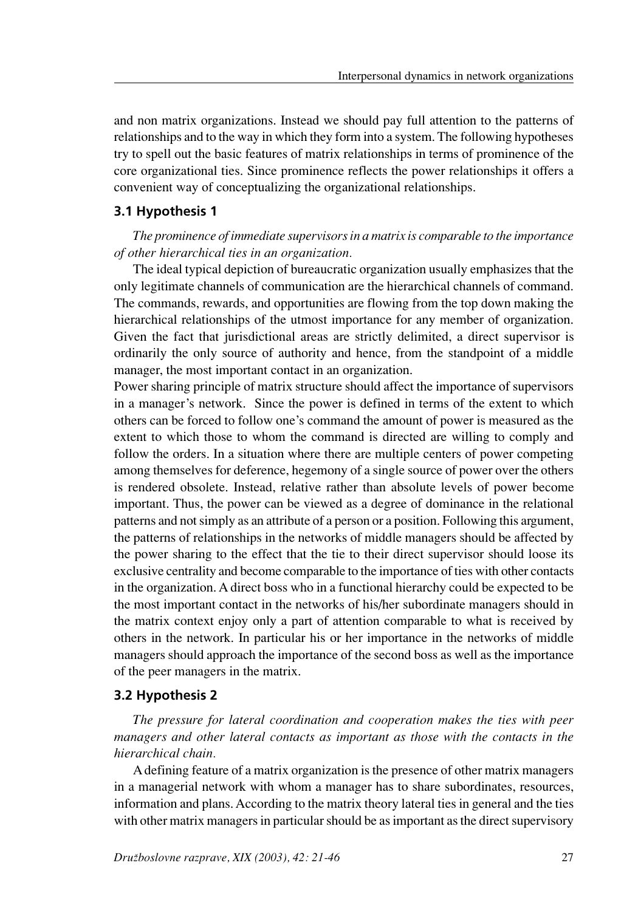and non matrix organizations. Instead we should pay full attention to the patterns of relationships and to the way in which they form into a system. The following hypotheses try to spell out the basic features of matrix relationships in terms of prominence of the core organizational ties. Since prominence reflects the power relationships it offers a convenient way of conceptualizing the organizational relationships.

### 3.1 Hypothesis 1

*The prominence of immediate supervisors in a matrix is comparable to the importance of other hierarchical ties in an organization.*

The ideal typical depiction of bureaucratic organization usually emphasizes that the only legitimate channels of communication are the hierarchical channels of command. The commands, rewards, and opportunities are flowing from the top down making the hierarchical relationships of the utmost importance for any member of organization. Given the fact that jurisdictional areas are strictly delimited, a direct supervisor is ordinarily the only source of authority and hence, from the standpoint of a middle manager, the most important contact in an organization.

Power sharing principle of matrix structure should affect the importance of supervisors in a manager's network. Since the power is defined in terms of the extent to which others can be forced to follow one's command the amount of power is measured as the extent to which those to whom the command is directed are willing to comply and follow the orders. In a situation where there are multiple centers of power competing among themselves for deference, hegemony of a single source of power over the others is rendered obsolete. Instead, relative rather than absolute levels of power become important. Thus, the power can be viewed as a degree of dominance in the relational patterns and not simply as an attribute of a person or a position. Following this argument, the patterns of relationships in the networks of middle managers should be affected by the power sharing to the effect that the tie to their direct supervisor should loose its exclusive centrality and become comparable to the importance of ties with other contacts in the organization. A direct boss who in a functional hierarchy could be expected to be the most important contact in the networks of his/her subordinate managers should in the matrix context enjoy only a part of attention comparable to what is received by others in the network. In particular his or her importance in the networks of middle managers should approach the importance of the second boss as well as the importance of the peer managers in the matrix.

### 3.2 Hypothesis 2

*The pressure for lateral coordination and cooperation makes the ties with peer managers and other lateral contacts as important as those with the contacts in the hierarchical chain.*

A defining feature of a matrix organization is the presence of other matrix managers in a managerial network with whom a manager has to share subordinates, resources, information and plans. According to the matrix theory lateral ties in general and the ties with other matrix managers in particular should be as important as the direct supervisory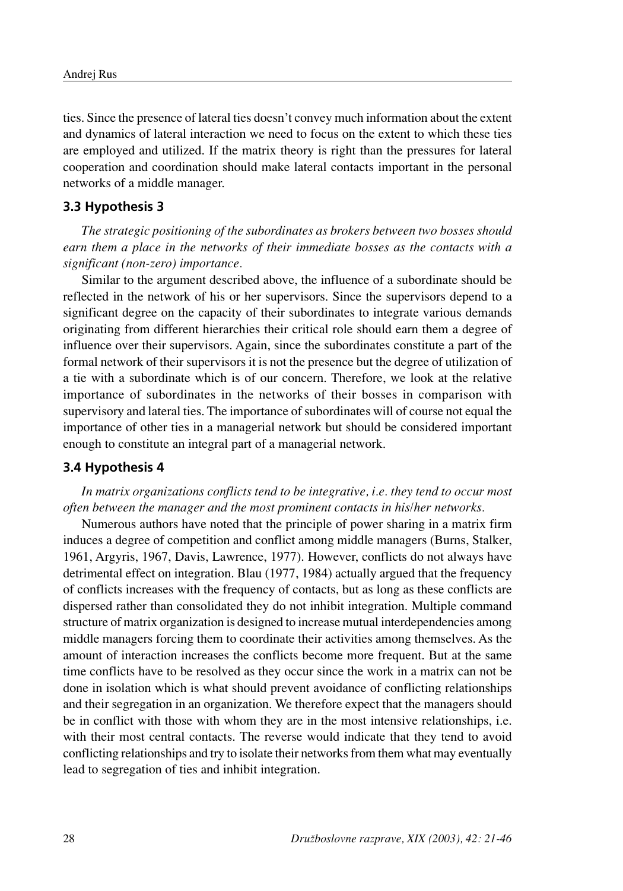ties. Since the presence of lateral ties doesn't convey much information about the extent and dynamics of lateral interaction we need to focus on the extent to which these ties are employed and utilized. If the matrix theory is right than the pressures for lateral cooperation and coordination should make lateral contacts important in the personal networks of a middle manager.

### 3.3 Hypothesis 3

*The strategic positioning of the subordinates as brokers between two bosses should earn them a place in the networks of their immediate bosses as the contacts with a significant (non-zero) importance.*

Similar to the argument described above, the influence of a subordinate should be reflected in the network of his or her supervisors. Since the supervisors depend to a significant degree on the capacity of their subordinates to integrate various demands originating from different hierarchies their critical role should earn them a degree of influence over their supervisors. Again, since the subordinates constitute a part of the formal network of their supervisors it is not the presence but the degree of utilization of a tie with a subordinate which is of our concern. Therefore, we look at the relative importance of subordinates in the networks of their bosses in comparison with supervisory and lateral ties. The importance of subordinates will of course not equal the importance of other ties in a managerial network but should be considered important enough to constitute an integral part of a managerial network.

### 3.4 Hypothesis 4

*In matrix organizations conflicts tend to be integrative, i.e. they tend to occur most often between the manager and the most prominent contacts in his/her networks.*

Numerous authors have noted that the principle of power sharing in a matrix firm induces a degree of competition and conflict among middle managers (Burns, Stalker, 1961, Argyris, 1967, Davis, Lawrence, 1977). However, conflicts do not always have detrimental effect on integration. Blau (1977, 1984) actually argued that the frequency of conflicts increases with the frequency of contacts, but as long as these conflicts are dispersed rather than consolidated they do not inhibit integration. Multiple command structure of matrix organization is designed to increase mutual interdependencies among middle managers forcing them to coordinate their activities among themselves. As the amount of interaction increases the conflicts become more frequent. But at the same time conflicts have to be resolved as they occur since the work in a matrix can not be done in isolation which is what should prevent avoidance of conflicting relationships and their segregation in an organization. We therefore expect that the managers should be in conflict with those with whom they are in the most intensive relationships, i.e. with their most central contacts. The reverse would indicate that they tend to avoid conflicting relationships and try to isolate their networks from them what may eventually lead to segregation of ties and inhibit integration.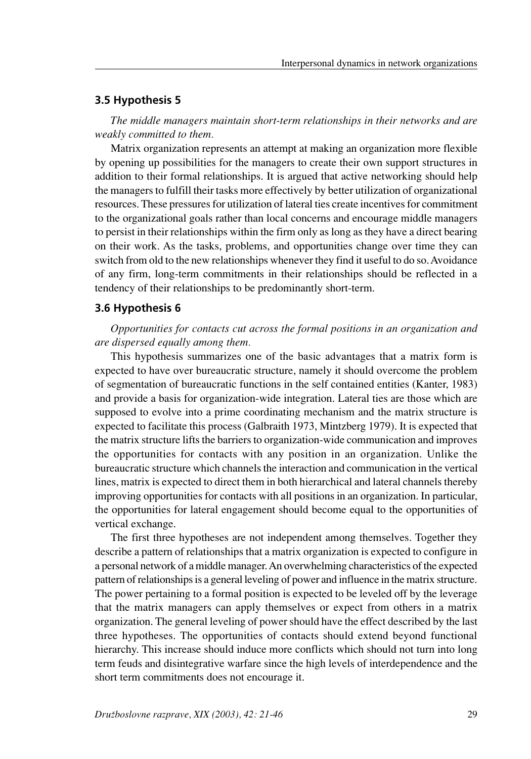### 3.5 Hypothesis 5

*The middle managers maintain short-term relationships in their networks and are weakly committed to them.*

Matrix organization represents an attempt at making an organization more flexible by opening up possibilities for the managers to create their own support structures in addition to their formal relationships. It is argued that active networking should help the managers to fulfill their tasks more effectively by better utilization of organizational resources. These pressures for utilization of lateral ties create incentives for commitment to the organizational goals rather than local concerns and encourage middle managers to persist in their relationships within the firm only as long as they have a direct bearing on their work. As the tasks, problems, and opportunities change over time they can switch from old to the new relationships whenever they find it useful to do so. Avoidance of any firm, long-term commitments in their relationships should be reflected in a tendency of their relationships to be predominantly short-term.

### 3.6 Hypothesis 6

*Opportunities for contacts cut across the formal positions in an organization and are dispersed equally among them.*

This hypothesis summarizes one of the basic advantages that a matrix form is expected to have over bureaucratic structure, namely it should overcome the problem of segmentation of bureaucratic functions in the self contained entities (Kanter, 1983) and provide a basis for organization-wide integration. Lateral ties are those which are supposed to evolve into a prime coordinating mechanism and the matrix structure is expected to facilitate this process (Galbraith 1973, Mintzberg 1979). It is expected that the matrix structure lifts the barriers to organization-wide communication and improves the opportunities for contacts with any position in an organization. Unlike the bureaucratic structure which channels the interaction and communication in the vertical lines, matrix is expected to direct them in both hierarchical and lateral channels thereby improving opportunities for contacts with all positions in an organization. In particular, the opportunities for lateral engagement should become equal to the opportunities of vertical exchange.

The first three hypotheses are not independent among themselves. Together they describe a pattern of relationships that a matrix organization is expected to configure in a personal network of a middle manager. An overwhelming characteristics of the expected pattern of relationships is a general leveling of power and influence in the matrix structure. The power pertaining to a formal position is expected to be leveled off by the leverage that the matrix managers can apply themselves or expect from others in a matrix organization. The general leveling of power should have the effect described by the last three hypotheses. The opportunities of contacts should extend beyond functional hierarchy. This increase should induce more conflicts which should not turn into long term feuds and disintegrative warfare since the high levels of interdependence and the short term commitments does not encourage it.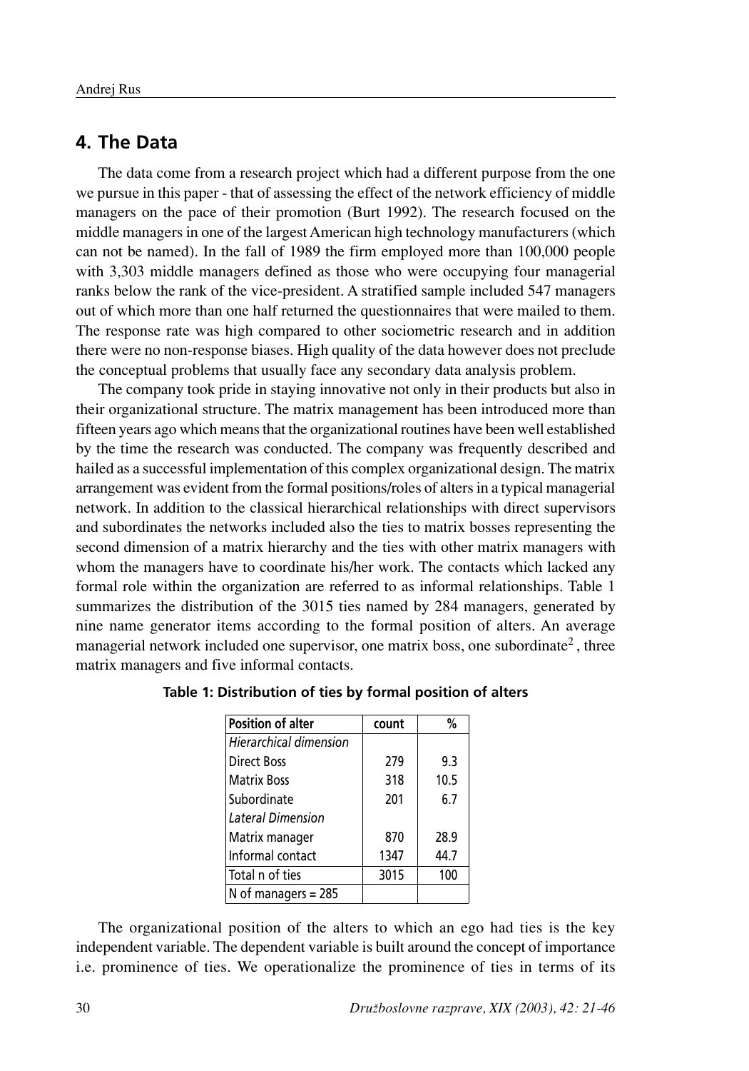## 4. The Data

The data come from a research project which had a different purpose from the one we pursue in this paper - that of assessing the effect of the network efficiency of middle managers on the pace of their promotion (Burt 1992). The research focused on the middle managers in one of the largest American high technology manufacturers (which can not be named). In the fall of 1989 the firm employed more than 100,000 people with 3,303 middle managers defined as those who were occupying four managerial ranks below the rank of the vice-president. A stratified sample included 547 managers out of which more than one half returned the questionnaires that were mailed to them. The response rate was high compared to other sociometric research and in addition there were no non-response biases. High quality of the data however does not preclude the conceptual problems that usually face any secondary data analysis problem.

The company took pride in staying innovative not only in their products but also in their organizational structure. The matrix management has been introduced more than fifteen years ago which means that the organizational routines have been well established by the time the research was conducted. The company was frequently described and hailed as a successful implementation of this complex organizational design. The matrix arrangement was evident from the formal positions/roles of alters in a typical managerial network. In addition to the classical hierarchical relationships with direct supervisors and subordinates the networks included also the ties to matrix bosses representing the second dimension of a matrix hierarchy and the ties with other matrix managers with whom the managers have to coordinate his/her work. The contacts which lacked any formal role within the organization are referred to as informal relationships. Table 1 summarizes the distribution of the 3015 ties named by 284 managers, generated by nine name generator items according to the formal position of alters. An average managerial network included one supervisor, one matrix boss, one subordinate[2], three matrix managers and five informal contacts.

**Table 1: Distribution of ties by formal position of alters**

| Position of alter | count | % |
|---|---|---|
| *Hierarchical dimension* | | |
| Direct Boss | 279 | 9.3 |
| Matrix Boss | 318 | 10.5 |
| Subordinate | 201 | 6.7 |
| *Lateral Dimension* | | |
| Matrix manager | 870 | 28.9 |
| Informal contact | 1347 | 44.7 |
| Total n of ties | 3015 | 100 |
| N of managers = 285 | | |

The organizational position of the alters to which an ego had ties is the key independent variable. The dependent variable is built around the concept of importance i.e. prominence of ties. We operationalize the prominence of ties in terms of its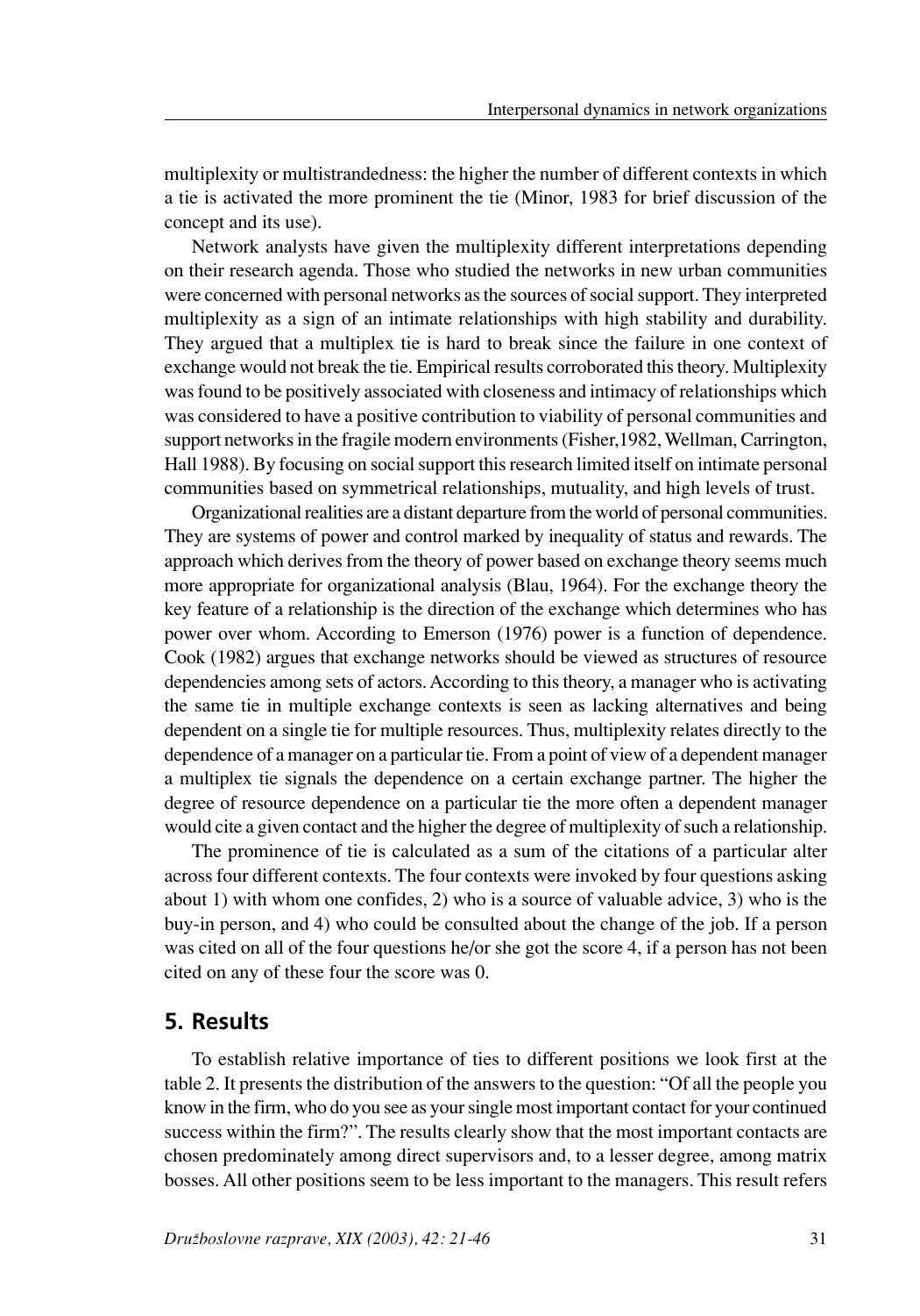multiplexity or multistrandedness: the higher the number of different contexts in which a tie is activated the more prominent the tie (Minor, 1983 for brief discussion of the concept and its use).

Network analysts have given the multiplexity different interpretations depending on their research agenda. Those who studied the networks in new urban communities were concerned with personal networks as the sources of social support. They interpreted multiplexity as a sign of an intimate relationships with high stability and durability. They argued that a multiplex tie is hard to break since the failure in one context of exchange would not break the tie. Empirical results corroborated this theory. Multiplexity was found to be positively associated with closeness and intimacy of relationships which was considered to have a positive contribution to viability of personal communities and support networks in the fragile modern environments (Fisher,1982, Wellman, Carrington, Hall 1988). By focusing on social support this research limited itself on intimate personal communities based on symmetrical relationships, mutuality, and high levels of trust.

Organizational realities are a distant departure from the world of personal communities. They are systems of power and control marked by inequality of status and rewards. The approach which derives from the theory of power based on exchange theory seems much more appropriate for organizational analysis (Blau, 1964). For the exchange theory the key feature of a relationship is the direction of the exchange which determines who has power over whom. According to Emerson (1976) power is a function of dependence. Cook (1982) argues that exchange networks should be viewed as structures of resource dependencies among sets of actors. According to this theory, a manager who is activating the same tie in multiple exchange contexts is seen as lacking alternatives and being dependent on a single tie for multiple resources. Thus, multiplexity relates directly to the dependence of a manager on a particular tie. From a point of view of a dependent manager a multiplex tie signals the dependence on a certain exchange partner. The higher the degree of resource dependence on a particular tie the more often a dependent manager would cite a given contact and the higher the degree of multiplexity of such a relationship.

The prominence of tie is calculated as a sum of the citations of a particular alter across four different contexts. The four contexts were invoked by four questions asking about 1) with whom one confides, 2) who is a source of valuable advice, 3) who is the buy-in person, and 4) who could be consulted about the change of the job. If a person was cited on all of the four questions he/or she got the score 4, if a person has not been cited on any of these four the score was 0.

## 5. Results

To establish relative importance of ties to different positions we look first at the table 2. It presents the distribution of the answers to the question: "Of all the people you know in the firm, who do you see as your single most important contact for your continued success within the firm?". The results clearly show that the most important contacts are chosen predominately among direct supervisors and, to a lesser degree, among matrix bosses. All other positions seem to be less important to the managers. This result refers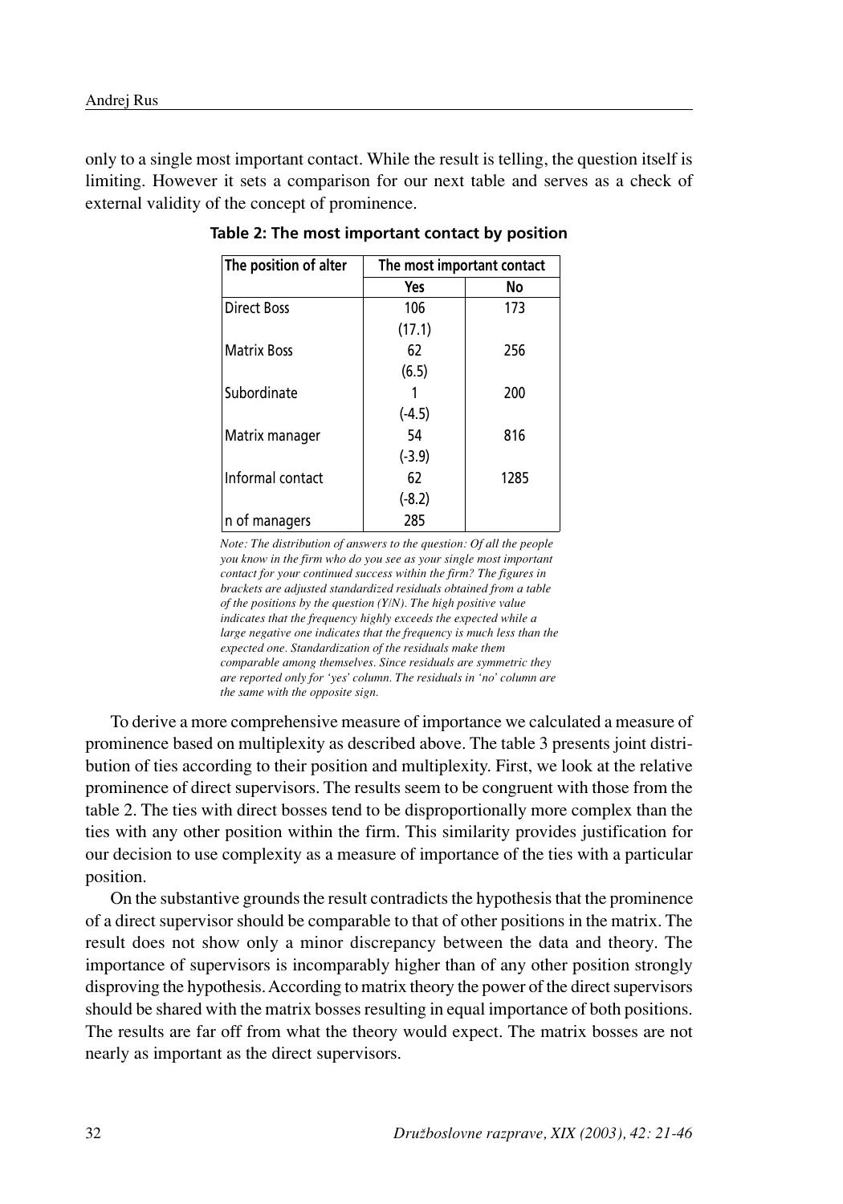only to a single most important contact. While the result is telling, the question itself is limiting. However it sets a comparison for our next table and serves as a check of external validity of the concept of prominence.

**Table 2: The most important contact by position**

| The position of alter | The most important contact | |
|---|---|---|
| | Yes | No |
| Direct Boss | 106 | 173 |
| | (17.1) | |
| Matrix Boss | 62 | 256 |
| | (6.5) | |
| Subordinate | 1 | 200 |
| | (-4.5) | |
| Matrix manager | 54 | 816 |
| | (-3.9) | |
| Informal contact | 62 | 1285 |
| | (-8.2) | |
| n of managers | 285 | |

*Note: The distribution of answers to the question: Of all the people you know in the firm who do you see as your single most important contact for your continued success within the firm? The figures in brackets are adjusted standardized residuals obtained from a table of the positions by the question (Y/N). The high positive value indicates that the frequency highly exceeds the expected while a large negative one indicates that the frequency is much less than the expected one. Standardization of the residuals make them comparable among themselves. Since residuals are symmetric they are reported only for 'yes' column. The residuals in 'no' column are the same with the opposite sign.*

To derive a more comprehensive measure of importance we calculated a measure of prominence based on multiplexity as described above. The table 3 presents joint distribution of ties according to their position and multiplexity. First, we look at the relative prominence of direct supervisors. The results seem to be congruent with those from the table 2. The ties with direct bosses tend to be disproportionally more complex than the ties with any other position within the firm. This similarity provides justification for our decision to use complexity as a measure of importance of the ties with a particular position.

On the substantive grounds the result contradicts the hypothesis that the prominence of a direct supervisor should be comparable to that of other positions in the matrix. The result does not show only a minor discrepancy between the data and theory. The importance of supervisors is incomparably higher than of any other position strongly disproving the hypothesis. According to matrix theory the power of the direct supervisors should be shared with the matrix bosses resulting in equal importance of both positions. The results are far off from what the theory would expect. The matrix bosses are not nearly as important as the direct supervisors.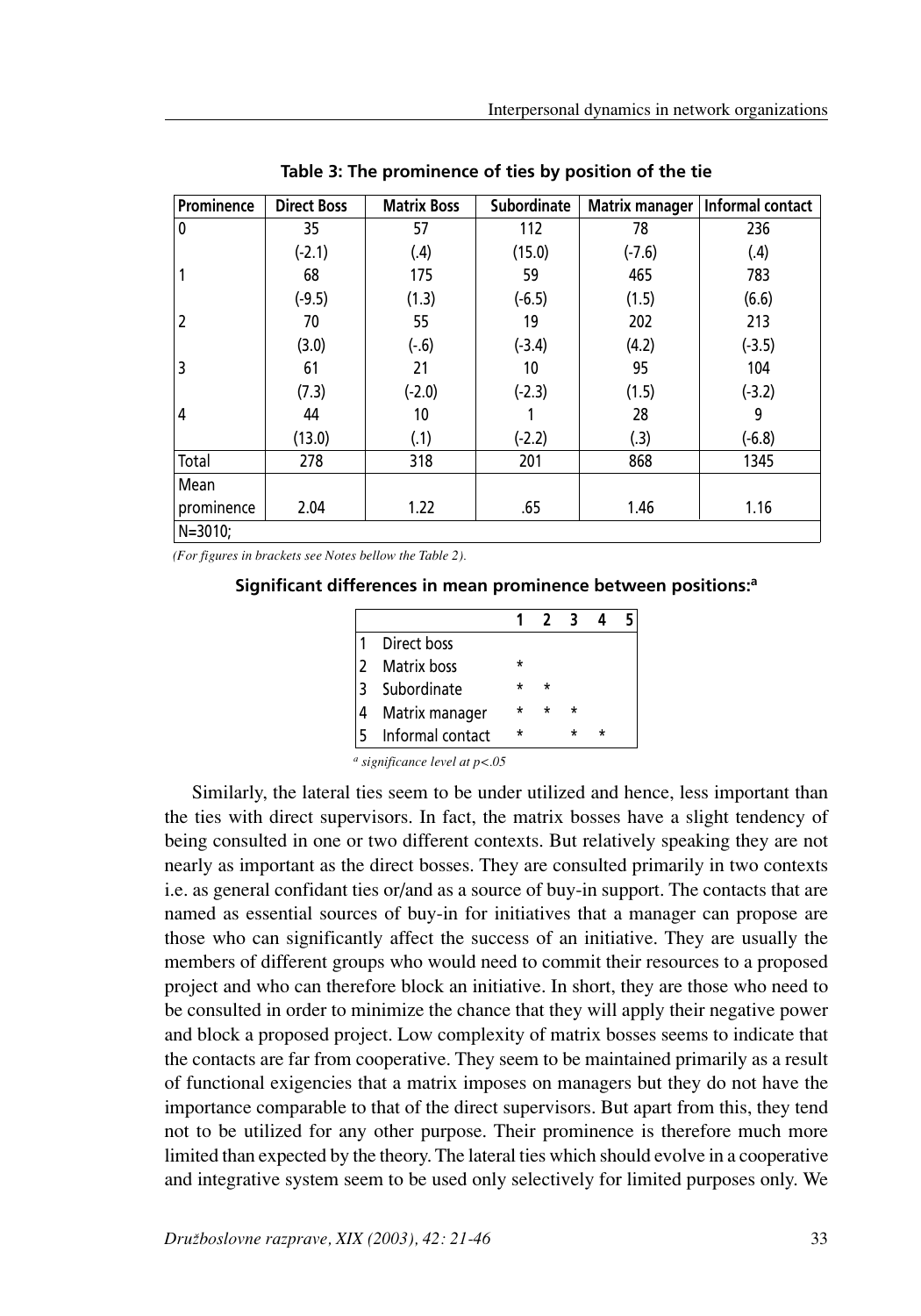**Table 3: The prominence of ties by position of the tie**

| Prominence | Direct Boss | Matrix Boss | Subordinate | Matrix manager | Informal contact |
|---|---|---|---|---|---|
| 0 | 35 | 57 | 112 | 78 | 236 |
| | (-2.1) | (.4) | (15.0) | (-7.6) | (.4) |
| 1 | 68 | 175 | 59 | 465 | 783 |
| | (-9.5) | (1.3) | (-6.5) | (1.5) | (6.6) |
| 2 | 70 | 55 | 19 | 202 | 213 |
| | (3.0) | (-.6) | (-3.4) | (4.2) | (-3.5) |
| 3 | 61 | 21 | 10 | 95 | 104 |
| | (7.3) | (-2.0) | (-2.3) | (1.5) | (-3.2) |
| 4 | 44 | 10 | 1 | 28 | 9 |
| | (13.0) | (.1) | (-2.2) | (.3) | (-6.8) |
| Total | 278 | 318 | 201 | 868 | 1345 |
| Mean prominence | 2.04 | 1.22 | .65 | 1.46 | 1.16 |
| N=3010; | | | | | |

*(For figures in brackets see Notes bellow the Table 2).*

**Significant differences in mean prominence between positions:[a]**

| | | 1 | 2 | 3 | 4 | 5 |
|---|---|---|---|---|---|---|
| 1 | Direct boss | | | | | |
| 2 | Matrix boss | * | | | | |
| 3 | Subordinate | * | * | | | |
| 4 | Matrix manager | * | * | * | | |
| 5 | Informal contact | * | | * | * | |

*[a] significance level at $p<.05$*

Similarly, the lateral ties seem to be under utilized and hence, less important than the ties with direct supervisors. In fact, the matrix bosses have a slight tendency of being consulted in one or two different contexts. But relatively speaking they are not nearly as important as the direct bosses. They are consulted primarily in two contexts i.e. as general confidant ties or/and as a source of buy-in support. The contacts that are named as essential sources of buy-in for initiatives that a manager can propose are those who can significantly affect the success of an initiative. They are usually the members of different groups who would need to commit their resources to a proposed project and who can therefore block an initiative. In short, they are those who need to be consulted in order to minimize the chance that they will apply their negative power and block a proposed project. Low complexity of matrix bosses seems to indicate that the contacts are far from cooperative. They seem to be maintained primarily as a result of functional exigencies that a matrix imposes on managers but they do not have the importance comparable to that of the direct supervisors. But apart from this, they tend not to be utilized for any other purpose. Their prominence is therefore much more limited than expected by the theory. The lateral ties which should evolve in a cooperative and integrative system seem to be used only selectively for limited purposes only. We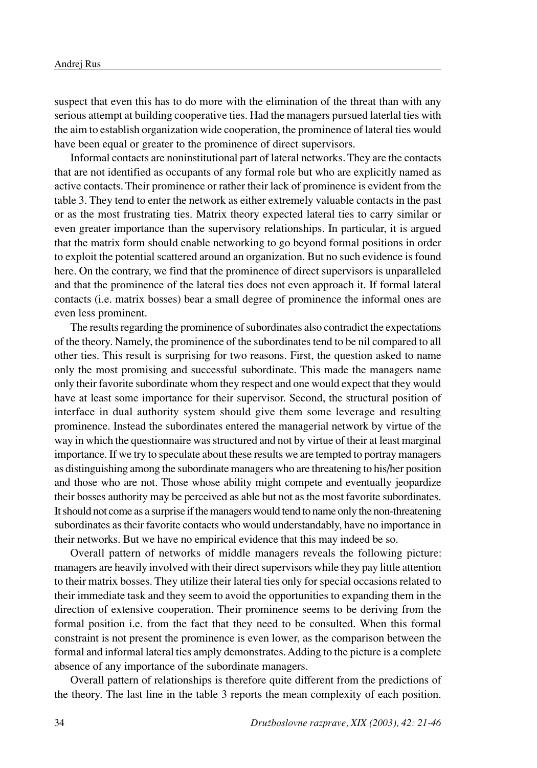suspect that even this has to do more with the elimination of the threat than with any serious attempt at building cooperative ties. Had the managers pursued laterlal ties with the aim to establish organization wide cooperation, the prominence of lateral ties would have been equal or greater to the prominence of direct supervisors.

Informal contacts are noninstitutional part of lateral networks. They are the contacts that are not identified as occupants of any formal role but who are explicitly named as active contacts. Their prominence or rather their lack of prominence is evident from the table 3. They tend to enter the network as either extremely valuable contacts in the past or as the most frustrating ties. Matrix theory expected lateral ties to carry similar or even greater importance than the supervisory relationships. In particular, it is argued that the matrix form should enable networking to go beyond formal positions in order to exploit the potential scattered around an organization. But no such evidence is found here. On the contrary, we find that the prominence of direct supervisors is unparalleled and that the prominence of the lateral ties does not even approach it. If formal lateral contacts (i.e. matrix bosses) bear a small degree of prominence the informal ones are even less prominent.

The results regarding the prominence of subordinates also contradict the expectations of the theory. Namely, the prominence of the subordinates tend to be nil compared to all other ties. This result is surprising for two reasons. First, the question asked to name only the most promising and successful subordinate. This made the managers name only their favorite subordinate whom they respect and one would expect that they would have at least some importance for their supervisor. Second, the structural position of interface in dual authority system should give them some leverage and resulting prominence. Instead the subordinates entered the managerial network by virtue of the way in which the questionnaire was structured and not by virtue of their at least marginal importance. If we try to speculate about these results we are tempted to portray managers as distinguishing among the subordinate managers who are threatening to his/her position and those who are not. Those whose ability might compete and eventually jeopardize their bosses authority may be perceived as able but not as the most favorite subordinates. It should not come as a surprise if the managers would tend to name only the non-threatening subordinates as their favorite contacts who would understandably, have no importance in their networks. But we have no empirical evidence that this may indeed be so.

Overall pattern of networks of middle managers reveals the following picture: managers are heavily involved with their direct supervisors while they pay little attention to their matrix bosses. They utilize their lateral ties only for special occasions related to their immediate task and they seem to avoid the opportunities to expanding them in the direction of extensive cooperation. Their prominence seems to be deriving from the formal position i.e. from the fact that they need to be consulted. When this formal constraint is not present the prominence is even lower, as the comparison between the formal and informal lateral ties amply demonstrates. Adding to the picture is a complete absence of any importance of the subordinate managers.

Overall pattern of relationships is therefore quite different from the predictions of the theory. The last line in the table 3 reports the mean complexity of each position.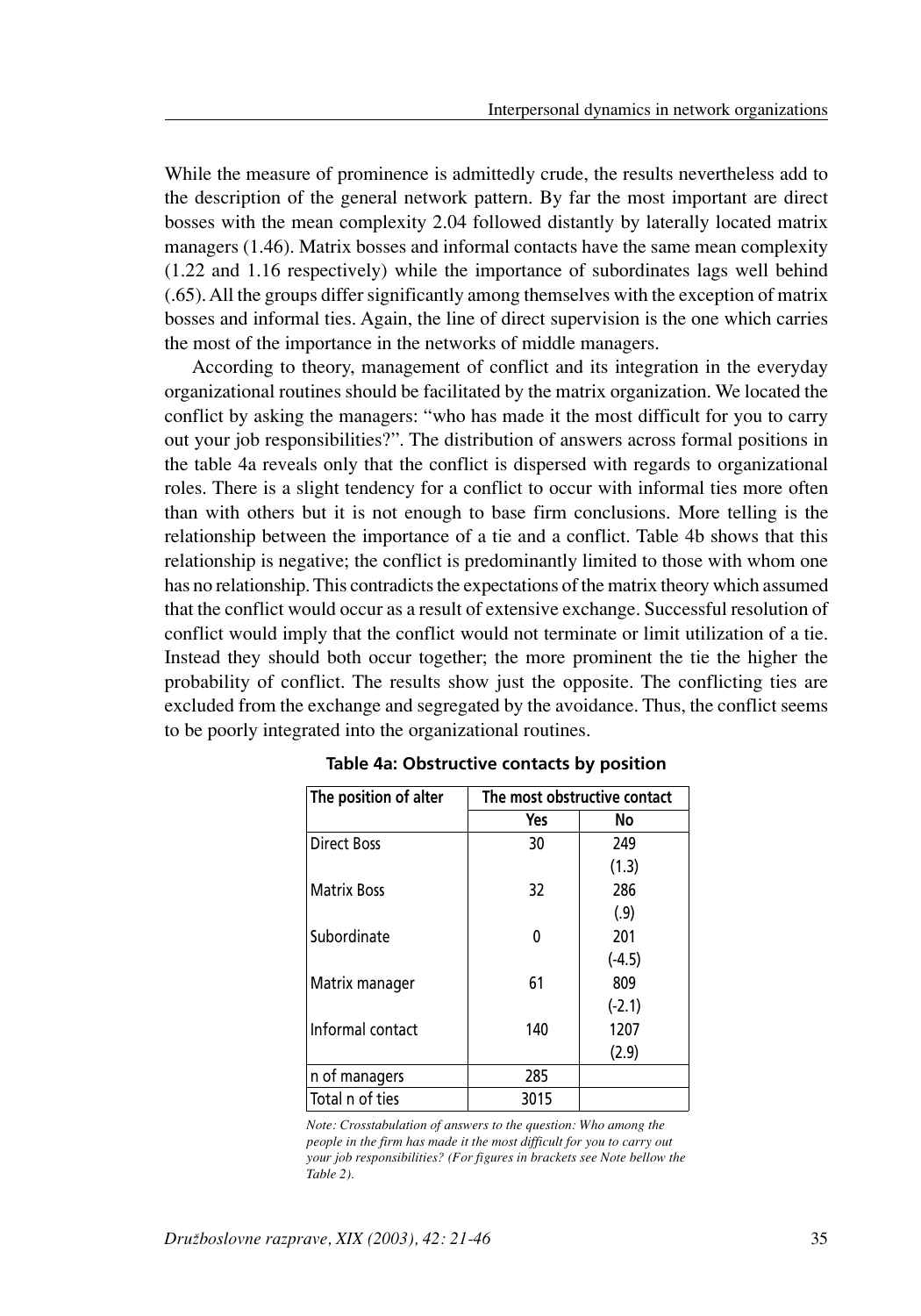While the measure of prominence is admittedly crude, the results nevertheless add to the description of the general network pattern. By far the most important are direct bosses with the mean complexity 2.04 followed distantly by laterally located matrix managers (1.46). Matrix bosses and informal contacts have the same mean complexity (1.22 and 1.16 respectively) while the importance of subordinates lags well behind (.65). All the groups differ significantly among themselves with the exception of matrix bosses and informal ties. Again, the line of direct supervision is the one which carries the most of the importance in the networks of middle managers.

According to theory, management of conflict and its integration in the everyday organizational routines should be facilitated by the matrix organization. We located the conflict by asking the managers: "who has made it the most difficult for you to carry out your job responsibilities?". The distribution of answers across formal positions in the table 4a reveals only that the conflict is dispersed with regards to organizational roles. There is a slight tendency for a conflict to occur with informal ties more often than with others but it is not enough to base firm conclusions. More telling is the relationship between the importance of a tie and a conflict. Table 4b shows that this relationship is negative; the conflict is predominantly limited to those with whom one has no relationship. This contradicts the expectations of the matrix theory which assumed that the conflict would occur as a result of extensive exchange. Successful resolution of conflict would imply that the conflict would not terminate or limit utilization of a tie. Instead they should both occur together; the more prominent the tie the higher the probability of conflict. The results show just the opposite. The conflicting ties are excluded from the exchange and segregated by the avoidance. Thus, the conflict seems to be poorly integrated into the organizational routines.

**Table 4a: Obstructive contacts by position**

| The position of alter | The most obstructive contact | |
|---|---|---|
| | Yes | No |
| Direct Boss | 30 | 249<br>(1.3) |
| Matrix Boss | 32 | 286<br>(.9) |
| Subordinate | 0 | 201<br>(-4.5) |
| Matrix manager | 61 | 809<br>(-2.1) |
| Informal contact | 140 | 1207<br>(2.9) |
| n of managers | 285 | |
| Total n of ties | 3015 | |

*Note: Crosstabulation of answers to the question: Who among the people in the firm has made it the most difficult for you to carry out your job responsibilities? (For figures in brackets see Note bellow the Table 2).*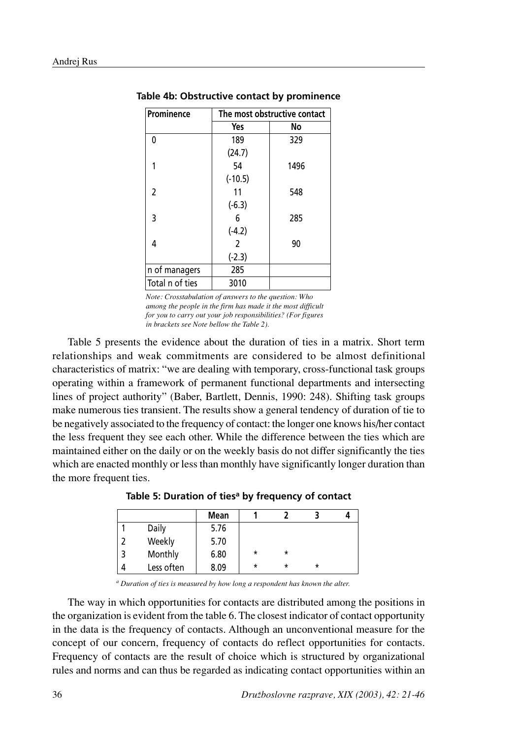**Table 4b: Obstructive contact by prominence**

| Prominence | The most obstructive contact | |
|---|---|---|
| | Yes | No |
| 0 | 189 (24.7) | 329 |
| 1 | 54 (-10.5) | 1496 |
| 2 | 11 (-6.3) | 548 |
| 3 | 6 (-4.2) | 285 |
| 4 | 2 (-2.3) | 90 |
| n of managers | 285 | |
| Total n of ties | 3010 | |

*Note: Crosstabulation of answers to the question: Who among the people in the firm has made it the most difficult for you to carry out your job responsibilities? (For figures in brackets see Note bellow the Table 2).*

Table 5 presents the evidence about the duration of ties in a matrix. Short term relationships and weak commitments are considered to be almost definitional characteristics of matrix: "we are dealing with temporary, cross-functional task groups operating within a framework of permanent functional departments and intersecting lines of project authority" (Baber, Bartlett, Dennis, 1990: 248). Shifting task groups make numerous ties transient. The results show a general tendency of duration of tie to be negatively associated to the frequency of contact: the longer one knows his/her contact the less frequent they see each other. While the difference between the ties which are maintained either on the daily or on the weekly basis do not differ significantly the ties which are enacted monthly or less than monthly have significantly longer duration than the more frequent ties.

**Table 5: Duration of ties[a] by frequency of contact**

| | | Mean | 1 | 2 | 3 | 4 |
|---|---|---|---|---|---|---|
| 1 | Daily | 5.76 | | | | |
| 2 | Weekly | 5.70 | | | | |
| 3 | Monthly | 6.80 | * | * | | |
| 4 | Less often | 8.09 | * | * | * | |

*[a] Duration of ties is measured by how long a respondent has known the alter.*

The way in which opportunities for contacts are distributed among the positions in the organization is evident from the table 6. The closest indicator of contact opportunity in the data is the frequency of contacts. Although an unconventional measure for the concept of our concern, frequency of contacts do reflect opportunities for contacts. Frequency of contacts are the result of choice which is structured by organizational rules and norms and can thus be regarded as indicating contact opportunities within an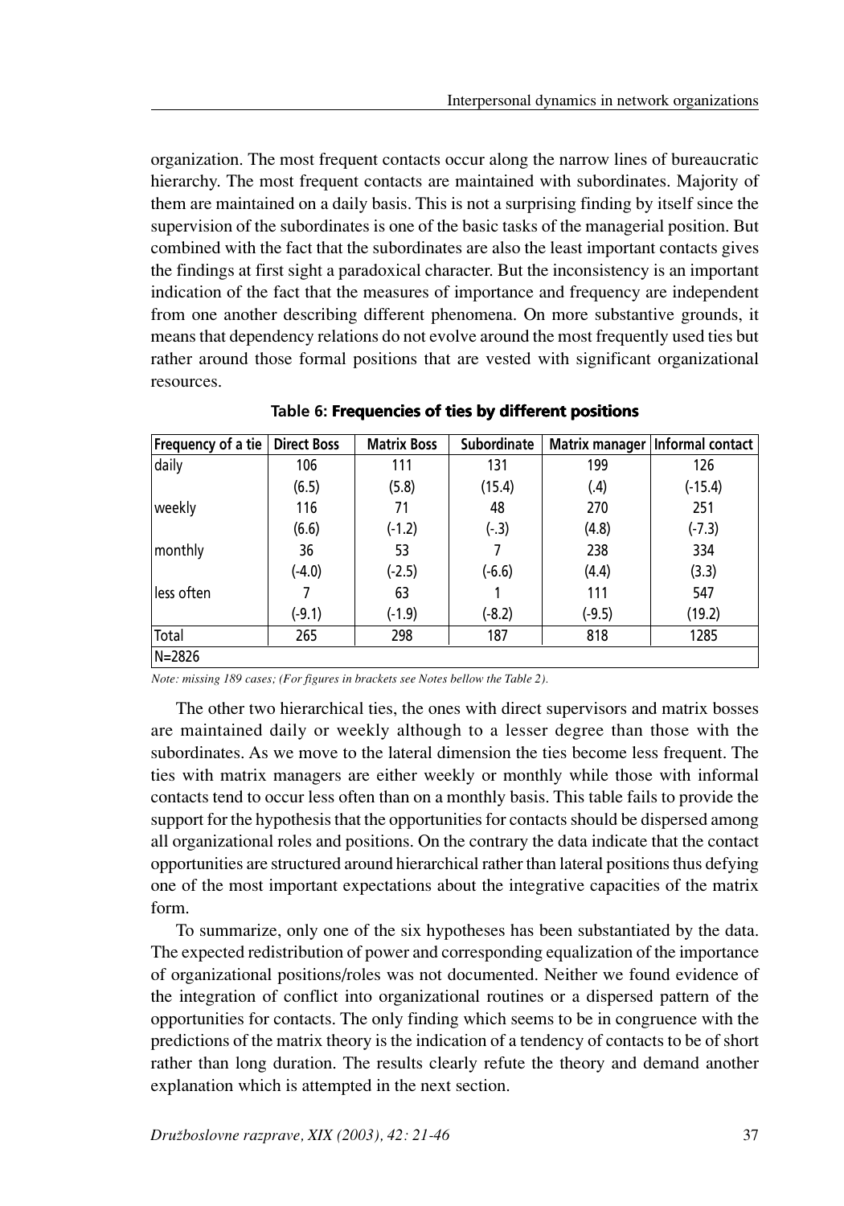organization. The most frequent contacts occur along the narrow lines of bureaucratic hierarchy. The most frequent contacts are maintained with subordinates. Majority of them are maintained on a daily basis. This is not a surprising finding by itself since the supervision of the subordinates is one of the basic tasks of the managerial position. But combined with the fact that the subordinates are also the least important contacts gives the findings at first sight a paradoxical character. But the inconsistency is an important indication of the fact that the measures of importance and frequency are independent from one another describing different phenomena. On more substantive grounds, it means that dependency relations do not evolve around the most frequently used ties but rather around those formal positions that are vested with significant organizational resources.

**Table 6: Frequencies of ties by different positions**

| Frequency of a tie | Direct Boss | Matrix Boss | Subordinate | Matrix manager | Informal contact |
|---|---|---|---|---|---|
| daily | 106 | 111 | 131 | 199 | 126 |
| | (6.5) | (5.8) | (15.4) | (.4) | (-15.4) |
| weekly | 116 | 71 | 48 | 270 | 251 |
| | (6.6) | (-1.2) | (-.3) | (4.8) | (-7.3) |
| monthly | 36 | 53 | 7 | 238 | 334 |
| | (-4.0) | (-2.5) | (-6.6) | (4.4) | (3.3) |
| less often | 7 | 63 | 1 | 111 | 547 |
| | (-9.1) | (-1.9) | (-8.2) | (-9.5) | (19.2) |
| Total | 265 | 298 | 187 | 818 | 1285 |
| N=2826 | | | | | |

*Note: missing 189 cases; (For figures in brackets see Notes bellow the Table 2).*

The other two hierarchical ties, the ones with direct supervisors and matrix bosses are maintained daily or weekly although to a lesser degree than those with the subordinates. As we move to the lateral dimension the ties become less frequent. The ties with matrix managers are either weekly or monthly while those with informal contacts tend to occur less often than on a monthly basis. This table fails to provide the support for the hypothesis that the opportunities for contacts should be dispersed among all organizational roles and positions. On the contrary the data indicate that the contact opportunities are structured around hierarchical rather than lateral positions thus defying one of the most important expectations about the integrative capacities of the matrix form.

To summarize, only one of the six hypotheses has been substantiated by the data. The expected redistribution of power and corresponding equalization of the importance of organizational positions/roles was not documented. Neither we found evidence of the integration of conflict into organizational routines or a dispersed pattern of the opportunities for contacts. The only finding which seems to be in congruence with the predictions of the matrix theory is the indication of a tendency of contacts to be of short rather than long duration. The results clearly refute the theory and demand another explanation which is attempted in the next section.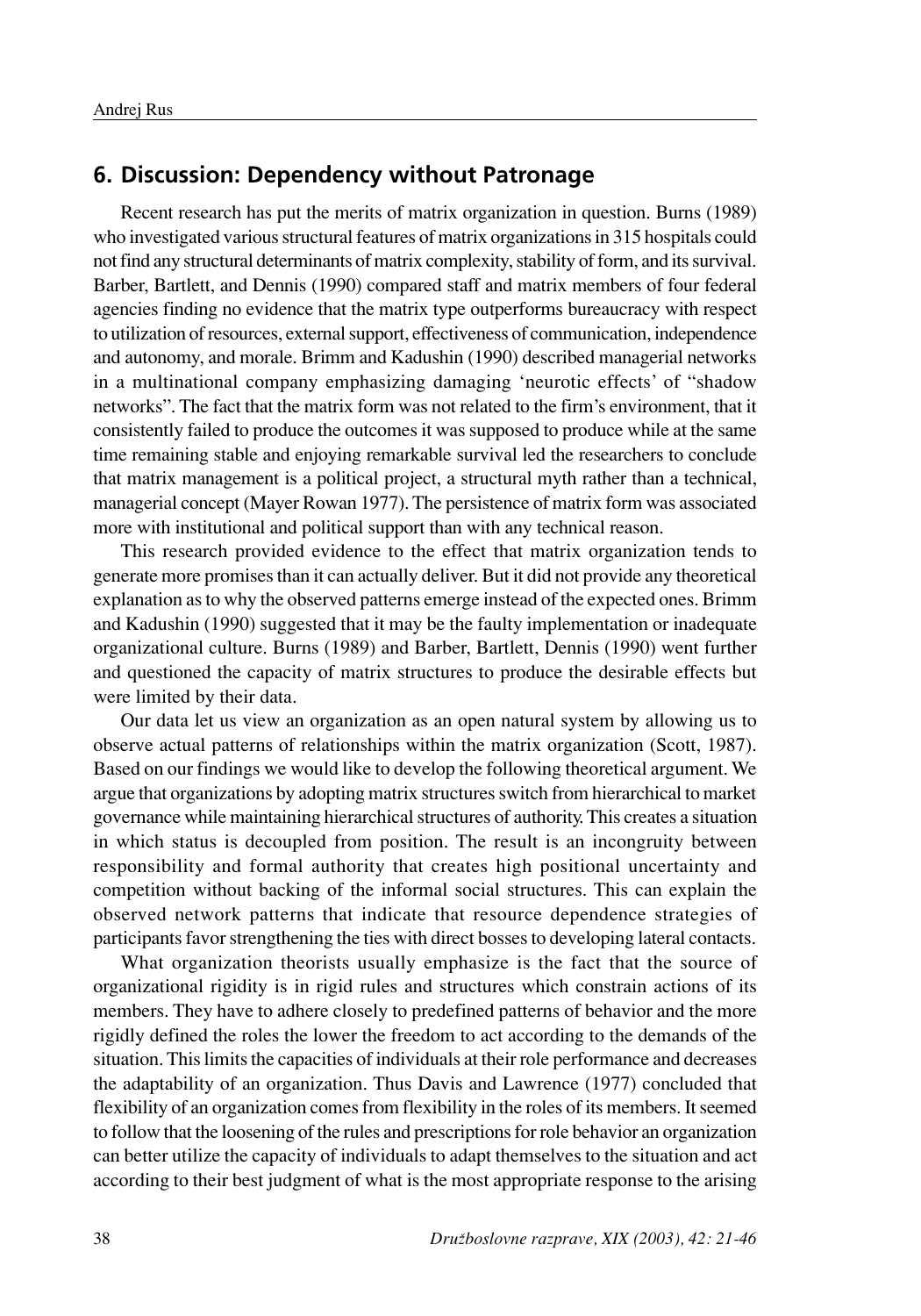## 6. Discussion: Dependency without Patronage

Recent research has put the merits of matrix organization in question. Burns (1989) who investigated various structural features of matrix organizations in 315 hospitals could not find any structural determinants of matrix complexity, stability of form, and its survival. Barber, Bartlett, and Dennis (1990) compared staff and matrix members of four federal agencies finding no evidence that the matrix type outperforms bureaucracy with respect to utilization of resources, external support, effectiveness of communication, independence and autonomy, and morale. Brimm and Kadushin (1990) described managerial networks in a multinational company emphasizing damaging 'neurotic effects' of "shadow networks". The fact that the matrix form was not related to the firm's environment, that it consistently failed to produce the outcomes it was supposed to produce while at the same time remaining stable and enjoying remarkable survival led the researchers to conclude that matrix management is a political project, a structural myth rather than a technical, managerial concept (Mayer Rowan 1977). The persistence of matrix form was associated more with institutional and political support than with any technical reason.

This research provided evidence to the effect that matrix organization tends to generate more promises than it can actually deliver. But it did not provide any theoretical explanation as to why the observed patterns emerge instead of the expected ones. Brimm and Kadushin (1990) suggested that it may be the faulty implementation or inadequate organizational culture. Burns (1989) and Barber, Bartlett, Dennis (1990) went further and questioned the capacity of matrix structures to produce the desirable effects but were limited by their data.

Our data let us view an organization as an open natural system by allowing us to observe actual patterns of relationships within the matrix organization (Scott, 1987). Based on our findings we would like to develop the following theoretical argument. We argue that organizations by adopting matrix structures switch from hierarchical to market governance while maintaining hierarchical structures of authority. This creates a situation in which status is decoupled from position. The result is an incongruity between responsibility and formal authority that creates high positional uncertainty and competition without backing of the informal social structures. This can explain the observed network patterns that indicate that resource dependence strategies of participants favor strengthening the ties with direct bosses to developing lateral contacts.

What organization theorists usually emphasize is the fact that the source of organizational rigidity is in rigid rules and structures which constrain actions of its members. They have to adhere closely to predefined patterns of behavior and the more rigidly defined the roles the lower the freedom to act according to the demands of the situation. This limits the capacities of individuals at their role performance and decreases the adaptability of an organization. Thus Davis and Lawrence (1977) concluded that flexibility of an organization comes from flexibility in the roles of its members. It seemed to follow that the loosening of the rules and prescriptions for role behavior an organization can better utilize the capacity of individuals to adapt themselves to the situation and act according to their best judgment of what is the most appropriate response to the arising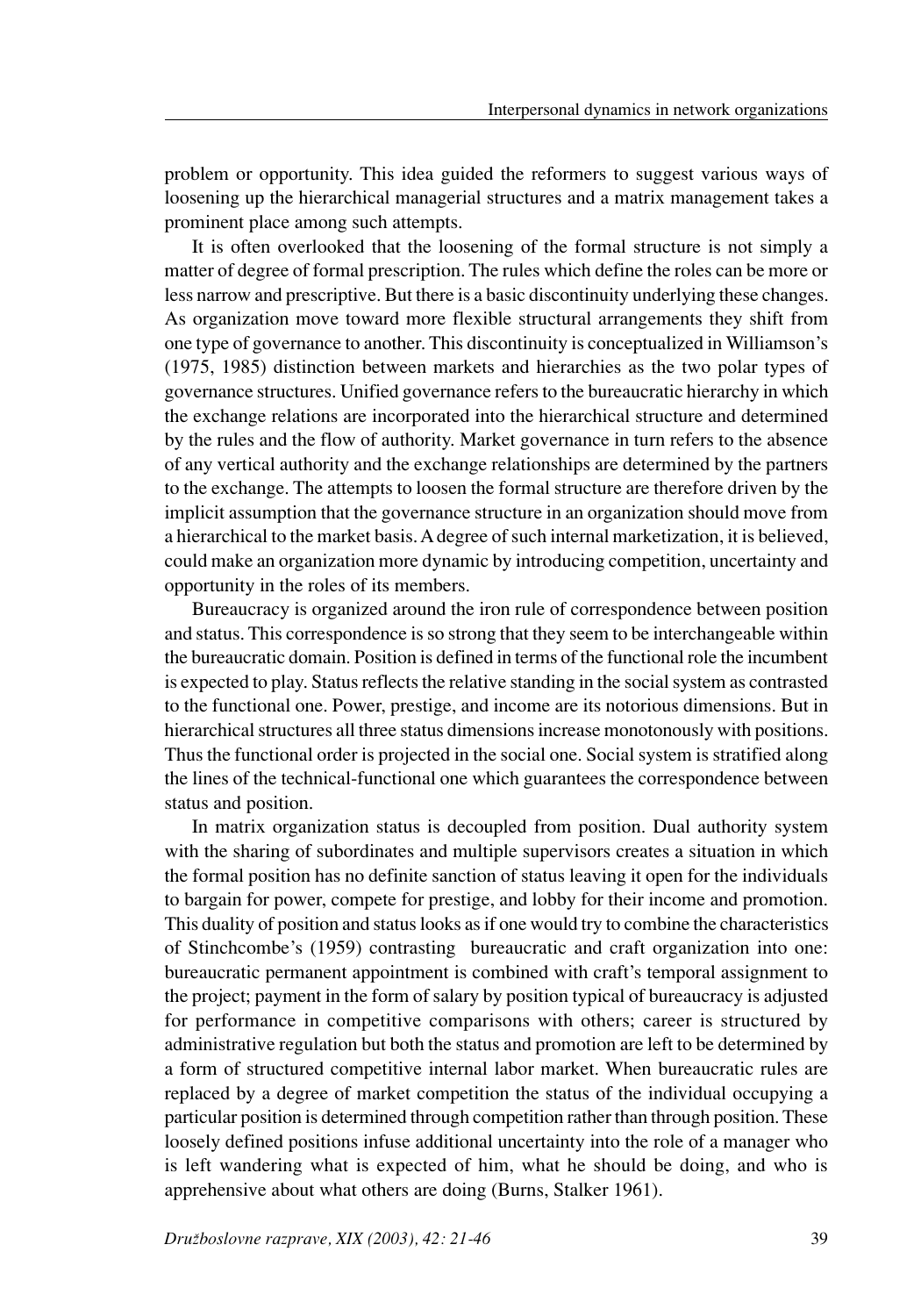problem or opportunity. This idea guided the reformers to suggest various ways of loosening up the hierarchical managerial structures and a matrix management takes a prominent place among such attempts.

It is often overlooked that the loosening of the formal structure is not simply a matter of degree of formal prescription. The rules which define the roles can be more or less narrow and prescriptive. But there is a basic discontinuity underlying these changes. As organization move toward more flexible structural arrangements they shift from one type of governance to another. This discontinuity is conceptualized in Williamson's (1975, 1985) distinction between markets and hierarchies as the two polar types of governance structures. Unified governance refers to the bureaucratic hierarchy in which the exchange relations are incorporated into the hierarchical structure and determined by the rules and the flow of authority. Market governance in turn refers to the absence of any vertical authority and the exchange relationships are determined by the partners to the exchange. The attempts to loosen the formal structure are therefore driven by the implicit assumption that the governance structure in an organization should move from a hierarchical to the market basis. A degree of such internal marketization, it is believed, could make an organization more dynamic by introducing competition, uncertainty and opportunity in the roles of its members.

Bureaucracy is organized around the iron rule of correspondence between position and status. This correspondence is so strong that they seem to be interchangeable within the bureaucratic domain. Position is defined in terms of the functional role the incumbent is expected to play. Status reflects the relative standing in the social system as contrasted to the functional one. Power, prestige, and income are its notorious dimensions. But in hierarchical structures all three status dimensions increase monotonously with positions. Thus the functional order is projected in the social one. Social system is stratified along the lines of the technical-functional one which guarantees the correspondence between status and position.

In matrix organization status is decoupled from position. Dual authority system with the sharing of subordinates and multiple supervisors creates a situation in which the formal position has no definite sanction of status leaving it open for the individuals to bargain for power, compete for prestige, and lobby for their income and promotion. This duality of position and status looks as if one would try to combine the characteristics of Stinchcombe's (1959) contrasting bureaucratic and craft organization into one: bureaucratic permanent appointment is combined with craft's temporal assignment to the project; payment in the form of salary by position typical of bureaucracy is adjusted for performance in competitive comparisons with others; career is structured by administrative regulation but both the status and promotion are left to be determined by a form of structured competitive internal labor market. When bureaucratic rules are replaced by a degree of market competition the status of the individual occupying a particular position is determined through competition rather than through position. These loosely defined positions infuse additional uncertainty into the role of a manager who is left wandering what is expected of him, what he should be doing, and who is apprehensive about what others are doing (Burns, Stalker 1961).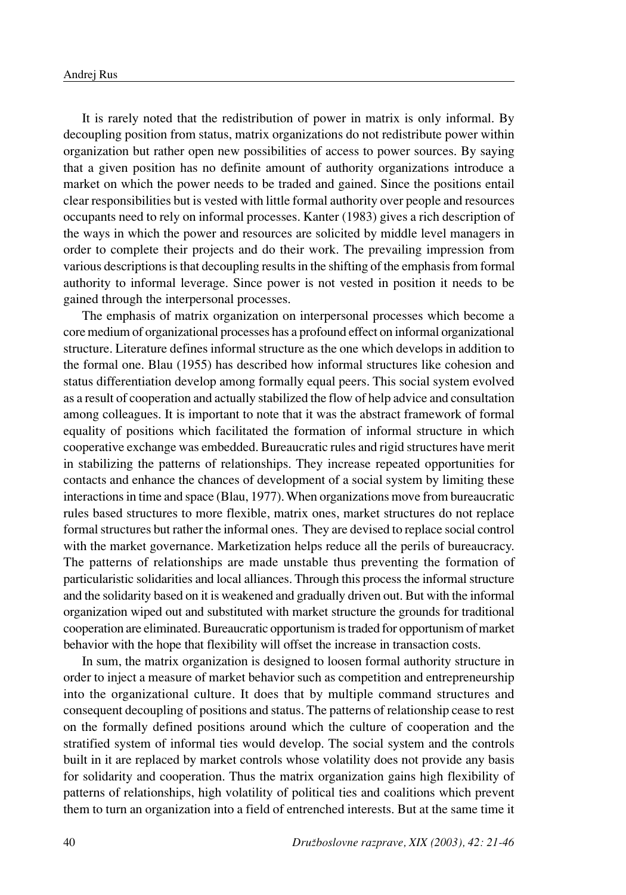It is rarely noted that the redistribution of power in matrix is only informal. By decoupling position from status, matrix organizations do not redistribute power within organization but rather open new possibilities of access to power sources. By saying that a given position has no definite amount of authority organizations introduce a market on which the power needs to be traded and gained. Since the positions entail clear responsibilities but is vested with little formal authority over people and resources occupants need to rely on informal processes. Kanter (1983) gives a rich description of the ways in which the power and resources are solicited by middle level managers in order to complete their projects and do their work. The prevailing impression from various descriptions is that decoupling results in the shifting of the emphasis from formal authority to informal leverage. Since power is not vested in position it needs to be gained through the interpersonal processes.

The emphasis of matrix organization on interpersonal processes which become a core medium of organizational processes has a profound effect on informal organizational structure. Literature defines informal structure as the one which develops in addition to the formal one. Blau (1955) has described how informal structures like cohesion and status differentiation develop among formally equal peers. This social system evolved as a result of cooperation and actually stabilized the flow of help advice and consultation among colleagues. It is important to note that it was the abstract framework of formal equality of positions which facilitated the formation of informal structure in which cooperative exchange was embedded. Bureaucratic rules and rigid structures have merit in stabilizing the patterns of relationships. They increase repeated opportunities for contacts and enhance the chances of development of a social system by limiting these interactions in time and space (Blau, 1977). When organizations move from bureaucratic rules based structures to more flexible, matrix ones, market structures do not replace formal structures but rather the informal ones. They are devised to replace social control with the market governance. Marketization helps reduce all the perils of bureaucracy. The patterns of relationships are made unstable thus preventing the formation of particularistic solidarities and local alliances. Through this process the informal structure and the solidarity based on it is weakened and gradually driven out. But with the informal organization wiped out and substituted with market structure the grounds for traditional cooperation are eliminated. Bureaucratic opportunism is traded for opportunism of market behavior with the hope that flexibility will offset the increase in transaction costs.

In sum, the matrix organization is designed to loosen formal authority structure in order to inject a measure of market behavior such as competition and entrepreneurship into the organizational culture. It does that by multiple command structures and consequent decoupling of positions and status. The patterns of relationship cease to rest on the formally defined positions around which the culture of cooperation and the stratified system of informal ties would develop. The social system and the controls built in it are replaced by market controls whose volatility does not provide any basis for solidarity and cooperation. Thus the matrix organization gains high flexibility of patterns of relationships, high volatility of political ties and coalitions which prevent them to turn an organization into a field of entrenched interests. But at the same time it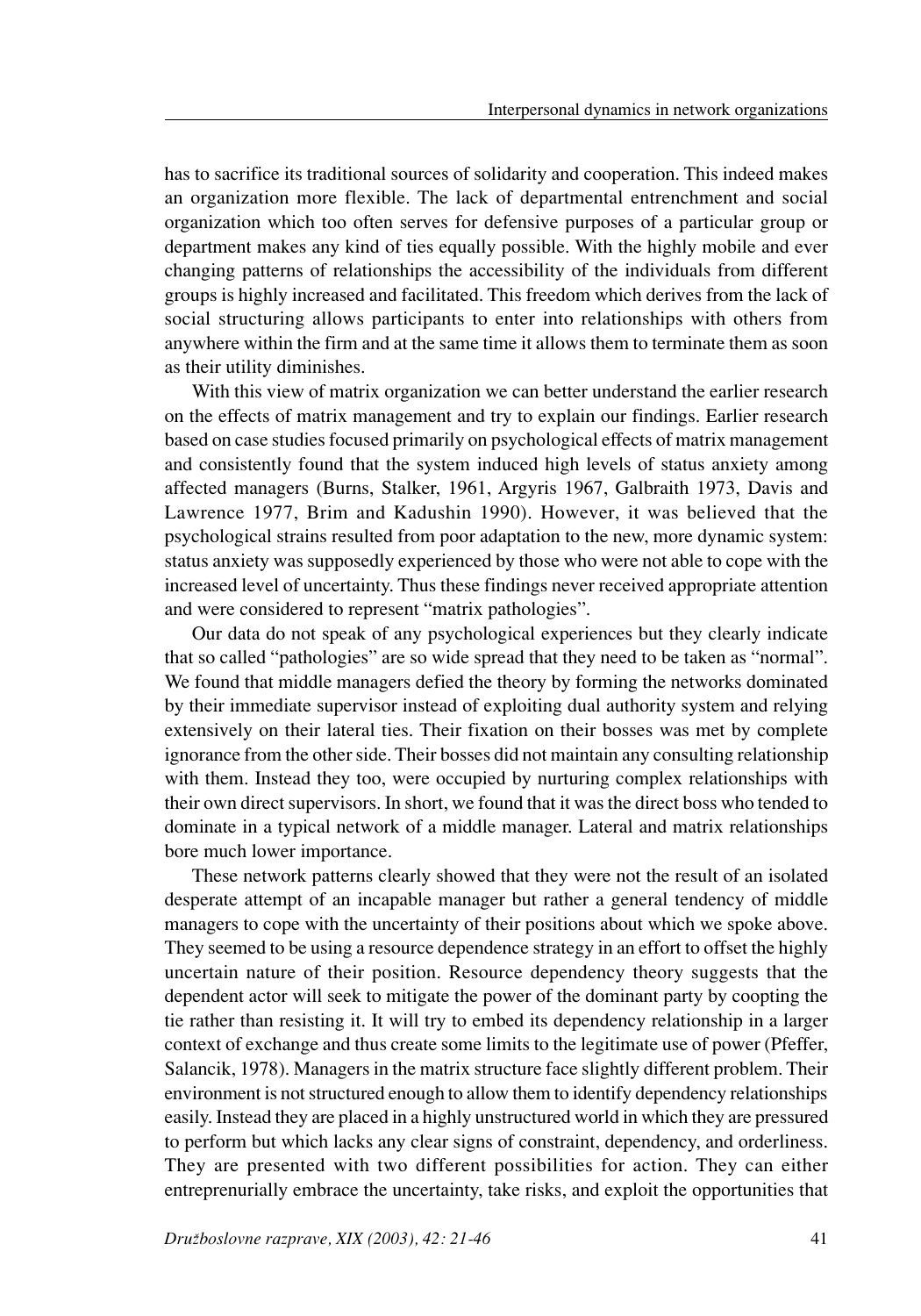has to sacrifice its traditional sources of solidarity and cooperation. This indeed makes an organization more flexible. The lack of departmental entrenchment and social organization which too often serves for defensive purposes of a particular group or department makes any kind of ties equally possible. With the highly mobile and ever changing patterns of relationships the accessibility of the individuals from different groups is highly increased and facilitated. This freedom which derives from the lack of social structuring allows participants to enter into relationships with others from anywhere within the firm and at the same time it allows them to terminate them as soon as their utility diminishes.

With this view of matrix organization we can better understand the earlier research on the effects of matrix management and try to explain our findings. Earlier research based on case studies focused primarily on psychological effects of matrix management and consistently found that the system induced high levels of status anxiety among affected managers (Burns, Stalker, 1961, Argyris 1967, Galbraith 1973, Davis and Lawrence 1977, Brim and Kadushin 1990). However, it was believed that the psychological strains resulted from poor adaptation to the new, more dynamic system: status anxiety was supposedly experienced by those who were not able to cope with the increased level of uncertainty. Thus these findings never received appropriate attention and were considered to represent "matrix pathologies".

Our data do not speak of any psychological experiences but they clearly indicate that so called "pathologies" are so wide spread that they need to be taken as "normal". We found that middle managers defied the theory by forming the networks dominated by their immediate supervisor instead of exploiting dual authority system and relying extensively on their lateral ties. Their fixation on their bosses was met by complete ignorance from the other side. Their bosses did not maintain any consulting relationship with them. Instead they too, were occupied by nurturing complex relationships with their own direct supervisors. In short, we found that it was the direct boss who tended to dominate in a typical network of a middle manager. Lateral and matrix relationships bore much lower importance.

These network patterns clearly showed that they were not the result of an isolated desperate attempt of an incapable manager but rather a general tendency of middle managers to cope with the uncertainty of their positions about which we spoke above. They seemed to be using a resource dependence strategy in an effort to offset the highly uncertain nature of their position. Resource dependency theory suggests that the dependent actor will seek to mitigate the power of the dominant party by coopting the tie rather than resisting it. It will try to embed its dependency relationship in a larger context of exchange and thus create some limits to the legitimate use of power (Pfeffer, Salancik, 1978). Managers in the matrix structure face slightly different problem. Their environment is not structured enough to allow them to identify dependency relationships easily. Instead they are placed in a highly unstructured world in which they are pressured to perform but which lacks any clear signs of constraint, dependency, and orderliness. They are presented with two different possibilities for action. They can either entreprenurially embrace the uncertainty, take risks, and exploit the opportunities that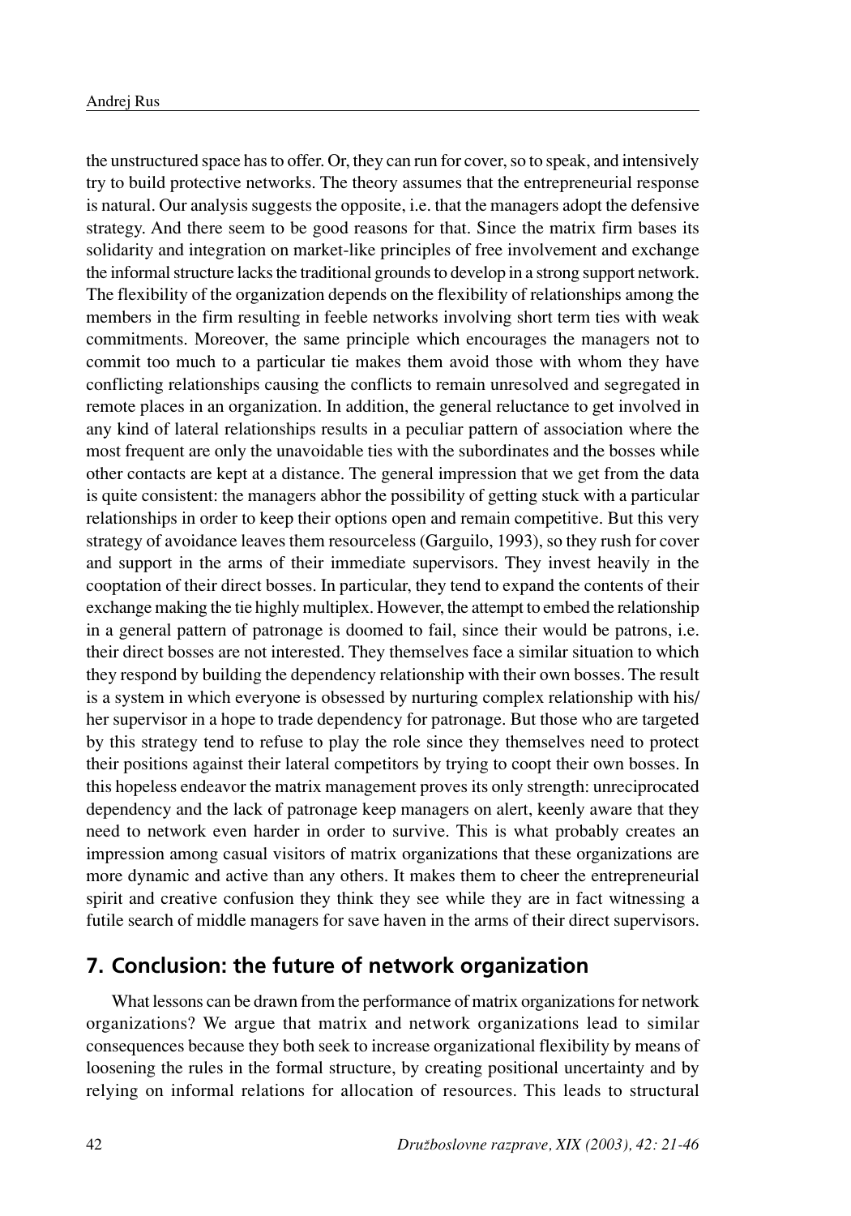the unstructured space has to offer. Or, they can run for cover, so to speak, and intensively try to build protective networks. The theory assumes that the entrepreneurial response is natural. Our analysis suggests the opposite, i.e. that the managers adopt the defensive strategy. And there seem to be good reasons for that. Since the matrix firm bases its solidarity and integration on market-like principles of free involvement and exchange the informal structure lacks the traditional grounds to develop in a strong support network. The flexibility of the organization depends on the flexibility of relationships among the members in the firm resulting in feeble networks involving short term ties with weak commitments. Moreover, the same principle which encourages the managers not to commit too much to a particular tie makes them avoid those with whom they have conflicting relationships causing the conflicts to remain unresolved and segregated in remote places in an organization. In addition, the general reluctance to get involved in any kind of lateral relationships results in a peculiar pattern of association where the most frequent are only the unavoidable ties with the subordinates and the bosses while other contacts are kept at a distance. The general impression that we get from the data is quite consistent: the managers abhor the possibility of getting stuck with a particular relationships in order to keep their options open and remain competitive. But this very strategy of avoidance leaves them resourceless (Garguilo, 1993), so they rush for cover and support in the arms of their immediate supervisors. They invest heavily in the cooptation of their direct bosses. In particular, they tend to expand the contents of their exchange making the tie highly multiplex. However, the attempt to embed the relationship in a general pattern of patronage is doomed to fail, since their would be patrons, i.e. their direct bosses are not interested. They themselves face a similar situation to which they respond by building the dependency relationship with their own bosses. The result is a system in which everyone is obsessed by nurturing complex relationship with his/her supervisor in a hope to trade dependency for patronage. But those who are targeted by this strategy tend to refuse to play the role since they themselves need to protect their positions against their lateral competitors by trying to coopt their own bosses. In this hopeless endeavor the matrix management proves its only strength: unreciprocated dependency and the lack of patronage keep managers on alert, keenly aware that they need to network even harder in order to survive. This is what probably creates an impression among casual visitors of matrix organizations that these organizations are more dynamic and active than any others. It makes them to cheer the entrepreneurial spirit and creative confusion they think they see while they are in fact witnessing a futile search of middle managers for save haven in the arms of their direct supervisors.

## 7. Conclusion: the future of network organization

What lessons can be drawn from the performance of matrix organizations for network organizations? We argue that matrix and network organizations lead to similar consequences because they both seek to increase organizational flexibility by means of loosening the rules in the formal structure, by creating positional uncertainty and by relying on informal relations for allocation of resources. This leads to structural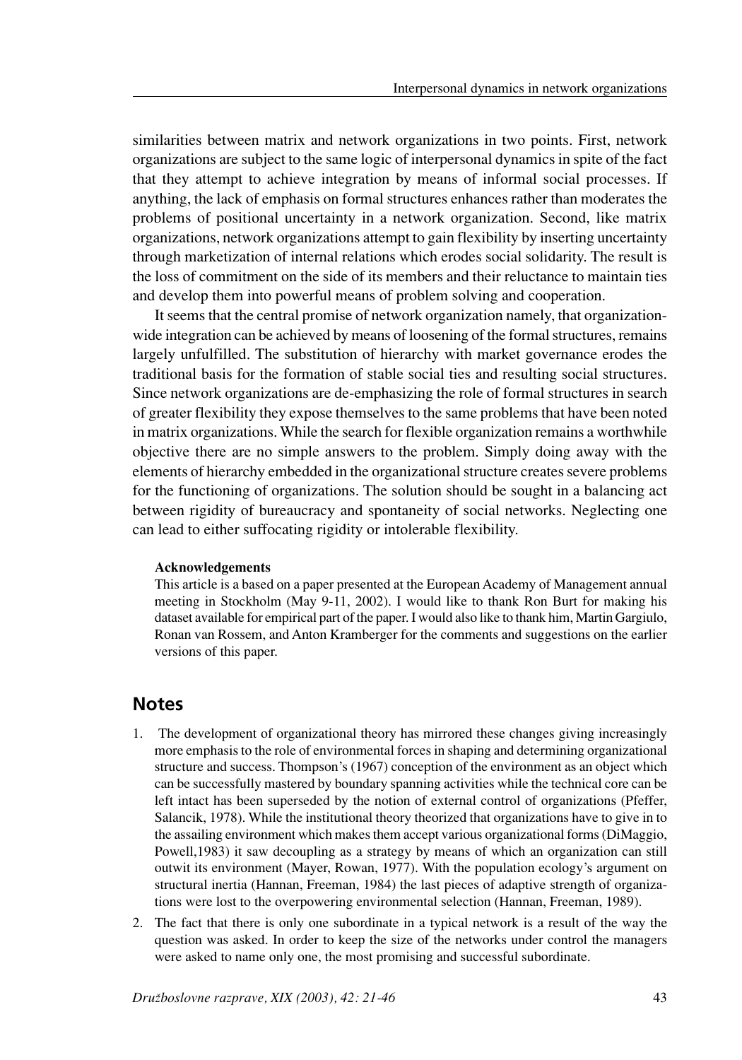similarities between matrix and network organizations in two points. First, network organizations are subject to the same logic of interpersonal dynamics in spite of the fact that they attempt to achieve integration by means of informal social processes. If anything, the lack of emphasis on formal structures enhances rather than moderates the problems of positional uncertainty in a network organization. Second, like matrix organizations, network organizations attempt to gain flexibility by inserting uncertainty through marketization of internal relations which erodes social solidarity. The result is the loss of commitment on the side of its members and their reluctance to maintain ties and develop them into powerful means of problem solving and cooperation.

It seems that the central promise of network organization namely, that organization-wide integration can be achieved by means of loosening of the formal structures, remains largely unfulfilled. The substitution of hierarchy with market governance erodes the traditional basis for the formation of stable social ties and resulting social structures. Since network organizations are de-emphasizing the role of formal structures in search of greater flexibility they expose themselves to the same problems that have been noted in matrix organizations. While the search for flexible organization remains a worthwhile objective there are no simple answers to the problem. Simply doing away with the elements of hierarchy embedded in the organizational structure creates severe problems for the functioning of organizations. The solution should be sought in a balancing act between rigidity of bureaucracy and spontaneity of social networks. Neglecting one can lead to either suffocating rigidity or intolerable flexibility.

**Acknowledgements**

This article is a based on a paper presented at the European Academy of Management annual meeting in Stockholm (May 9-11, 2002). I would like to thank Ron Burt for making his dataset available for empirical part of the paper. I would also like to thank him, Martin Gargiulo, Ronan van Rossem, and Anton Kramberger for the comments and suggestions on the earlier versions of this paper.

## Notes

1. The development of organizational theory has mirrored these changes giving increasingly more emphasis to the role of environmental forces in shaping and determining organizational structure and success. Thompson's (1967) conception of the environment as an object which can be successfully mastered by boundary spanning activities while the technical core can be left intact has been superseded by the notion of external control of organizations (Pfeffer, Salancik, 1978). While the institutional theory theorized that organizations have to give in to the assailing environment which makes them accept various organizational forms (DiMaggio, Powell,1983) it saw decoupling as a strategy by means of which an organization can still outwit its environment (Mayer, Rowan, 1977). With the population ecology's argument on structural inertia (Hannan, Freeman, 1984) the last pieces of adaptive strength of organizations were lost to the overpowering environmental selection (Hannan, Freeman, 1989).
2. The fact that there is only one subordinate in a typical network is a result of the way the question was asked. In order to keep the size of the networks under control the managers were asked to name only one, the most promising and successful subordinate.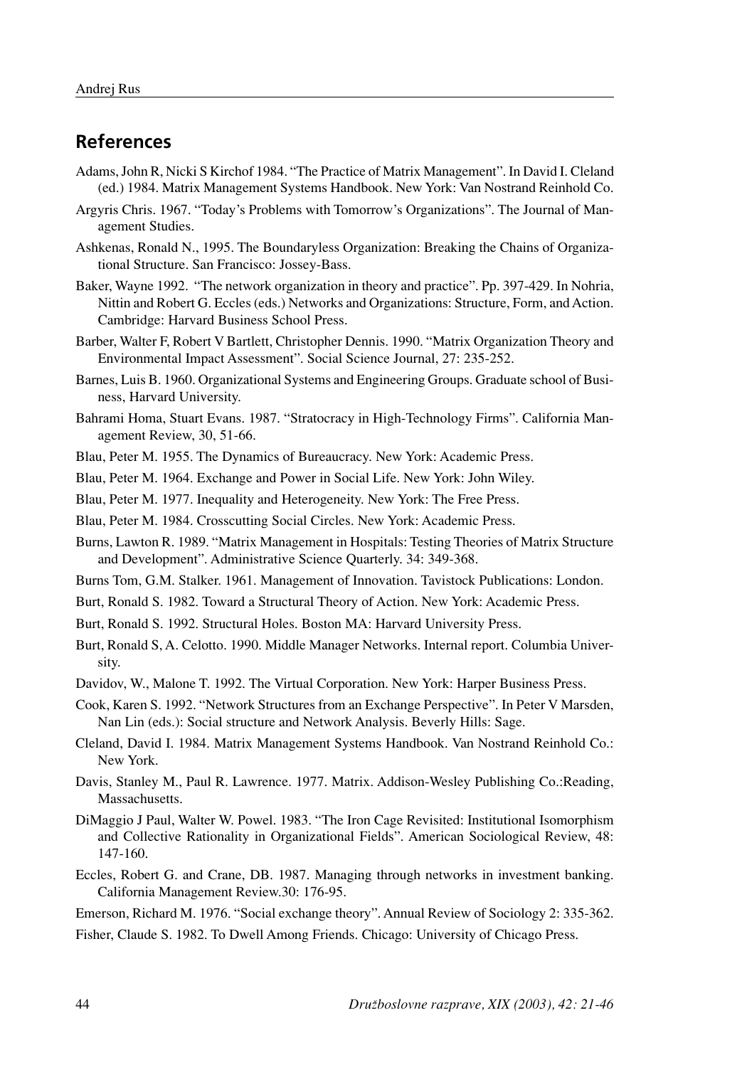## References

Adams, John R, Nicki S Kirchof 1984. "The Practice of Matrix Management". In David I. Cleland (ed.) 1984. Matrix Management Systems Handbook. New York: Van Nostrand Reinhold Co.

Argyris Chris. 1967. "Today's Problems with Tomorrow's Organizations". The Journal of Management Studies.

Ashkenas, Ronald N., 1995. The Boundaryless Organization: Breaking the Chains of Organizational Structure. San Francisco: Jossey-Bass.

Baker, Wayne 1992. "The network organization in theory and practice". Pp. 397-429. In Nohria, Nittin and Robert G. Eccles (eds.) Networks and Organizations: Structure, Form, and Action. Cambridge: Harvard Business School Press.

Barber, Walter F, Robert V Bartlett, Christopher Dennis. 1990. "Matrix Organization Theory and Environmental Impact Assessment". Social Science Journal, 27: 235-252.

Barnes, Luis B. 1960. Organizational Systems and Engineering Groups. Graduate school of Business, Harvard University.

Bahrami Homa, Stuart Evans. 1987. "Stratocracy in High-Technology Firms". California Management Review, 30, 51-66.

Blau, Peter M. 1955. The Dynamics of Bureaucracy. New York: Academic Press.

Blau, Peter M. 1964. Exchange and Power in Social Life. New York: John Wiley.

Blau, Peter M. 1977. Inequality and Heterogeneity. New York: The Free Press.

Blau, Peter M. 1984. Crosscutting Social Circles. New York: Academic Press.

Burns, Lawton R. 1989. "Matrix Management in Hospitals: Testing Theories of Matrix Structure and Development". Administrative Science Quarterly. 34: 349-368.

Burns Tom, G.M. Stalker. 1961. Management of Innovation. Tavistock Publications: London.

Burt, Ronald S. 1982. Toward a Structural Theory of Action. New York: Academic Press.

Burt, Ronald S. 1992. Structural Holes. Boston MA: Harvard University Press.

Burt, Ronald S, A. Celotto. 1990. Middle Manager Networks. Internal report. Columbia University.

Davidov, W., Malone T. 1992. The Virtual Corporation. New York: Harper Business Press.

Cook, Karen S. 1992. "Network Structures from an Exchange Perspective". In Peter V Marsden, Nan Lin (eds.): Social structure and Network Analysis. Beverly Hills: Sage.

Cleland, David I. 1984. Matrix Management Systems Handbook. Van Nostrand Reinhold Co.: New York.

Davis, Stanley M., Paul R. Lawrence. 1977. Matrix. Addison-Wesley Publishing Co.:Reading, Massachusetts.

DiMaggio J Paul, Walter W. Powel. 1983. "The Iron Cage Revisited: Institutional Isomorphism and Collective Rationality in Organizational Fields". American Sociological Review, 48: 147-160.

Eccles, Robert G. and Crane, DB. 1987. Managing through networks in investment banking. California Management Review.30: 176-95.

Emerson, Richard M. 1976. "Social exchange theory". Annual Review of Sociology 2: 335-362.

Fisher, Claude S. 1982. To Dwell Among Friends. Chicago: University of Chicago Press.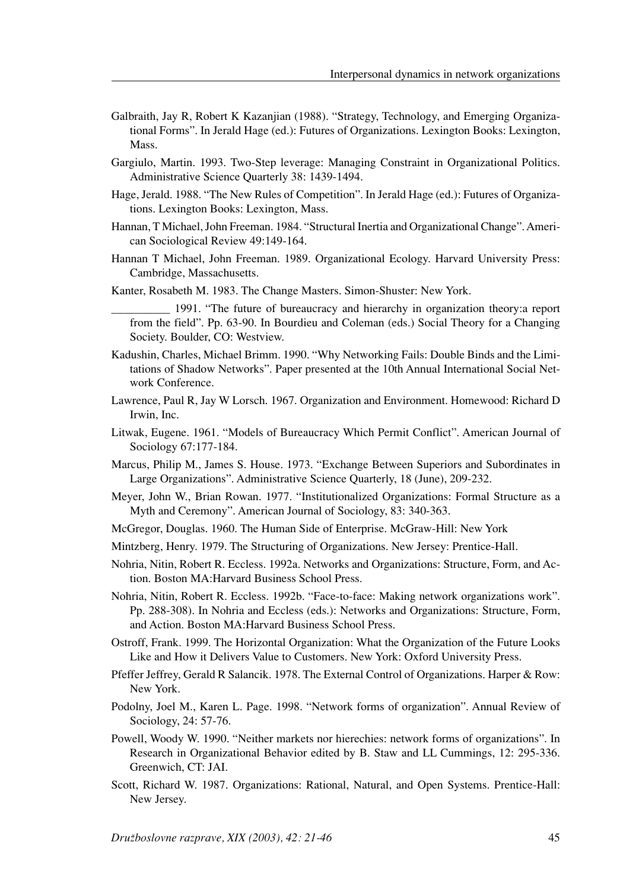Galbraith, Jay R, Robert K Kazanjian (1988). "Strategy, Technology, and Emerging Organizational Forms". In Jerald Hage (ed.): Futures of Organizations. Lexington Books: Lexington, Mass.

Gargiulo, Martin. 1993. Two-Step leverage: Managing Constraint in Organizational Politics. Administrative Science Quarterly 38: 1439-1494.

Hage, Jerald. 1988. "The New Rules of Competition". In Jerald Hage (ed.): Futures of Organizations. Lexington Books: Lexington, Mass.

Hannan, T Michael, John Freeman. 1984. "Structural Inertia and Organizational Change". American Sociological Review 49:149-164.

Hannan T Michael, John Freeman. 1989. Organizational Ecology. Harvard University Press: Cambridge, Massachusetts.

Kanter, Rosabeth M. 1983. The Change Masters. Simon-Shuster: New York.

__________ 1991. "The future of bureaucracy and hierarchy in organization theory:a report from the field". Pp. 63-90. In Bourdieu and Coleman (eds.) Social Theory for a Changing Society. Boulder, CO: Westview.

Kadushin, Charles, Michael Brimm. 1990. "Why Networking Fails: Double Binds and the Limitations of Shadow Networks". Paper presented at the 10th Annual International Social Network Conference.

Lawrence, Paul R, Jay W Lorsch. 1967. Organization and Environment. Homewood: Richard D Irwin, Inc.

Litwak, Eugene. 1961. "Models of Bureaucracy Which Permit Conflict". American Journal of Sociology 67:177-184.

Marcus, Philip M., James S. House. 1973. "Exchange Between Superiors and Subordinates in Large Organizations". Administrative Science Quarterly, 18 (June), 209-232.

Meyer, John W., Brian Rowan. 1977. "Institutionalized Organizations: Formal Structure as a Myth and Ceremony". American Journal of Sociology, 83: 340-363.

McGregor, Douglas. 1960. The Human Side of Enterprise. McGraw-Hill: New York

Mintzberg, Henry. 1979. The Structuring of Organizations. New Jersey: Prentice-Hall.

Nohria, Nitin, Robert R. Eccless. 1992a. Networks and Organizations: Structure, Form, and Action. Boston MA:Harvard Business School Press.

Nohria, Nitin, Robert R. Eccless. 1992b. "Face-to-face: Making network organizations work". Pp. 288-308). In Nohria and Eccless (eds.): Networks and Organizations: Structure, Form, and Action. Boston MA:Harvard Business School Press.

Ostroff, Frank. 1999. The Horizontal Organization: What the Organization of the Future Looks Like and How it Delivers Value to Customers. New York: Oxford University Press.

Pfeffer Jeffrey, Gerald R Salancik. 1978. The External Control of Organizations. Harper & Row: New York.

Podolny, Joel M., Karen L. Page. 1998. "Network forms of organization". Annual Review of Sociology, 24: 57-76.

Powell, Woody W. 1990. "Neither markets nor hierechies: network forms of organizations". In Research in Organizational Behavior edited by B. Staw and LL Cummings, 12: 295-336. Greenwich, CT: JAI.

Scott, Richard W. 1987. Organizations: Rational, Natural, and Open Systems. Prentice-Hall: New Jersey.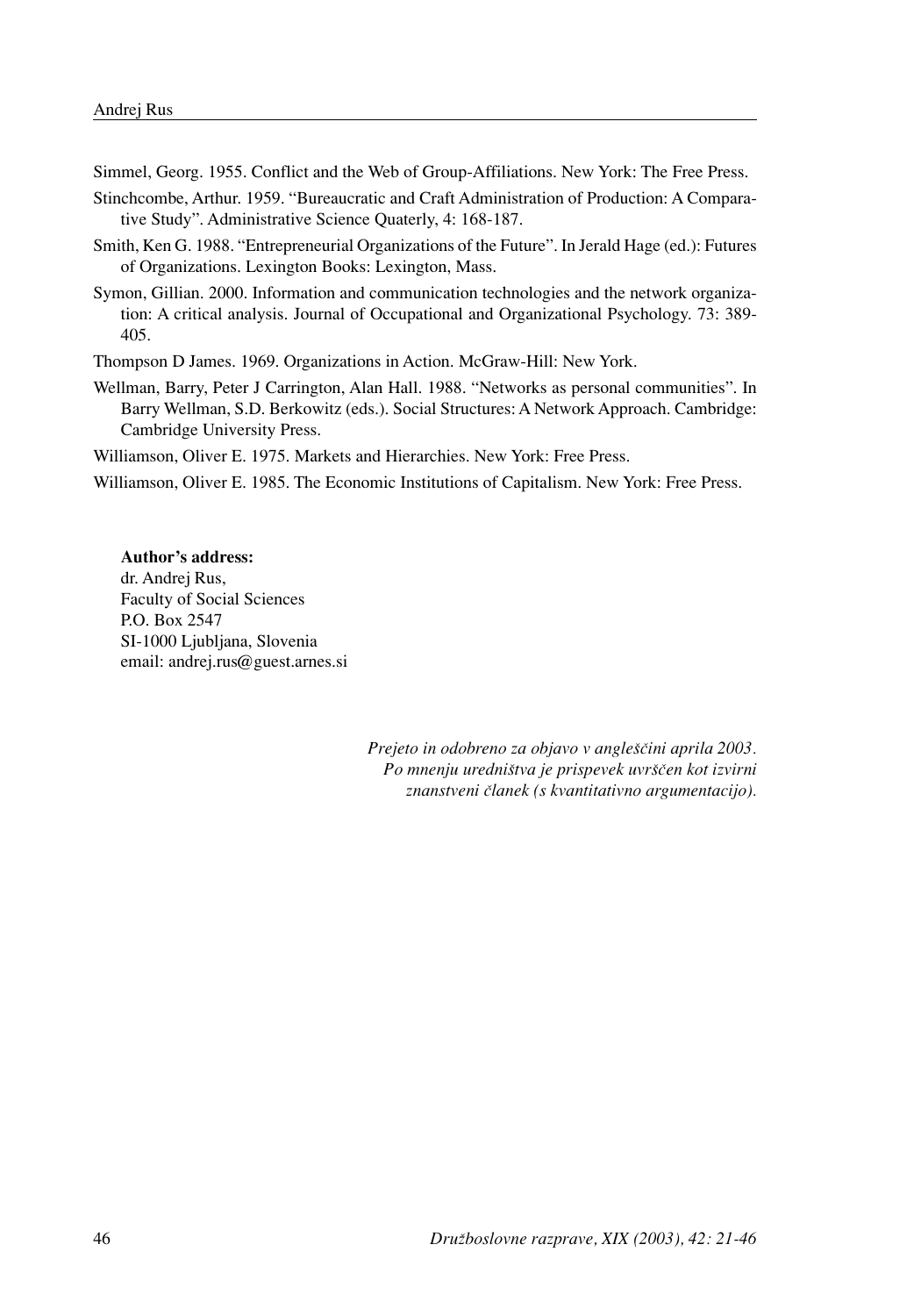Simmel, Georg. 1955. Conflict and the Web of Group-Affiliations. New York: The Free Press.

Stinchcombe, Arthur. 1959. "Bureaucratic and Craft Administration of Production: A Comparative Study". Administrative Science Quaterly, 4: 168-187.

Smith, Ken G. 1988. "Entrepreneurial Organizations of the Future". In Jerald Hage (ed.): Futures of Organizations. Lexington Books: Lexington, Mass.

Symon, Gillian. 2000. Information and communication technologies and the network organization: A critical analysis. Journal of Occupational and Organizational Psychology. 73: 389-405.

Thompson D James. 1969. Organizations in Action. McGraw-Hill: New York.

Wellman, Barry, Peter J Carrington, Alan Hall. 1988. "Networks as personal communities". In Barry Wellman, S.D. Berkowitz (eds.). Social Structures: A Network Approach. Cambridge: Cambridge University Press.

Williamson, Oliver E. 1975. Markets and Hierarchies. New York: Free Press.

Williamson, Oliver E. 1985. The Economic Institutions of Capitalism. New York: Free Press.

**Author's address:**
dr. Andrej Rus,
Faculty of Social Sciences
P.O. Box 2547
SI-1000 Ljubljana, Slovenia
email: andrej.rus@guest.arnes.si

*Prejeto in odobreno za objavo v angleščini aprila 2003. Po mnenju uredništva je prispevek uvrščen kot izvirni znanstveni članek (s kvantitativno argumentacijo).*